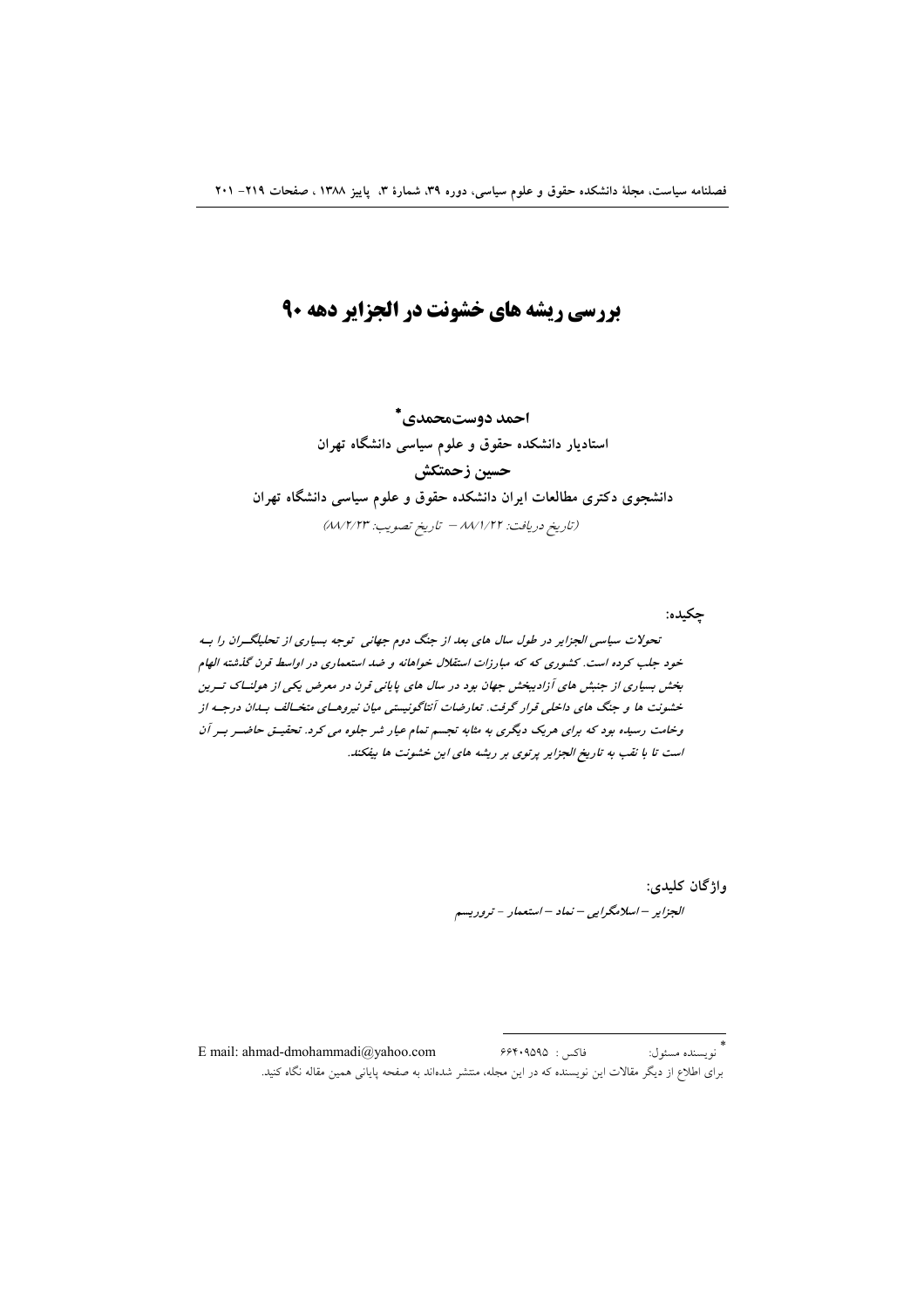# بررسی ریشه های خشونت در الجزایر دهه ۹۰

**احمد دوست‌محمدی\***

**استادیار دانشکده حقوق و علوم سیاسی دانشگاه تهران**

**حسین زحمتکش**

**دانشجوی دکتری مطالعات ایران دانشکده حقوق و علوم سیاسی دانشگاه تهران**

*(تاریخ دریافت: ۸۸/۱/۲۲ – تاریخ تصویب: ۸۸/۲/۲۳)*

**چکیده:**

*تحولات سیاسی الجزایر در طول سال های بعد از جنگ دوم جهانی توجه بسیاری از تحلیلگران را به خود جلب کرده است. کشوری که که مبارزات استقلال خواهانه و ضد استعماری در اواسط قرن گذشته الهام بخش بسیاری از جنبش های آزادیبخش جهان بود در سال های پایانی قرن در معرض یکی از هولناک ترین خشونت ها و جنگ های داخلی قرار گرفت. تعارضات آنتاگونیستی میان نیروهای متخالف بدان درجه از وخامت رسیده بود که برای هریک دیگری به مثابه تجسم تمام عیار شر جلوه می کرد. تحقیق حاضر بر آن است تا با نقب به تاریخ الجزایر پرتوی بر ریشه های این خشونت ها بیفکند.*

**واژگان کلیدی:**

*الجزایر – اسلامگرایی – نماد – استعمار – تروریسم*

---

\* نویسنده مسئول: فاکس: ۶۶۴۰۹۵۹۵ E mail: ahmad-dmohammadi@yahoo.com

برای اطلاع از دیگر مقالات این نویسنده که در این مجله، منتشر شده‌اند به صفحه پایانی همین مقاله نگاه کنید.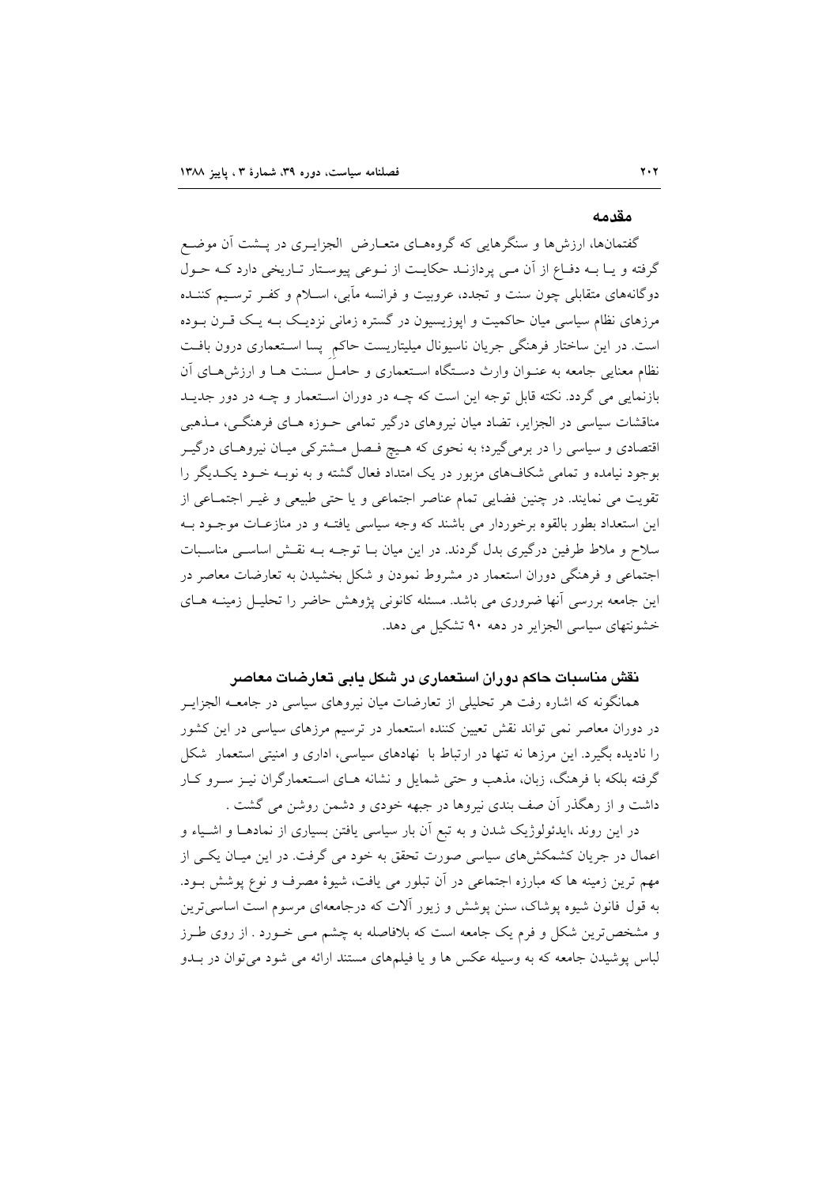## مقدمه

گفتمان‌ها، ارزش‌ها و سنگرهایی که گروه‌های متعارض الجزایری در پشت آن موضع گرفته و یا به دفاع از آن می پردازند حکایت از نوعی پیوستار تاریخی دارد که حول دوگانه‌های متقابلی چون سنت و تجدد، عروبیت و فرانسه مآبی، اسلام و کفر ترسیم کننده مرزهای نظام سیاسی میان حاکمیت و اپوزیسیون در گستره زمانی نزدیک به یک قرن بوده است. در این ساختار فرهنگی جریان ناسیونال میلیتاریست حاکم پسا استعماری درون بافت نظام معنایی جامعه به عنوان وارث دستگاه استعماری و حامل سنت ها و ارزش‌های آن بازنمایی می گردد. نکته قابل توجه این است که چه در دوران استعمار و چه در دور جدید مناقشات سیاسی در الجزایر، تضاد میان نیروهای درگیر تمامی حوزه های فرهنگی، مذهبی اقتصادی و سیاسی را در برمی‌گیرد؛ به نحوی که هیچ فصل مشترکی میان نیروهای درگیر بوجود نیامده و تمامی شکاف‌های مزبور در یک امتداد فعال گشته و به نوبه خود یکدیگر را تقویت می نمایند. در چنین فضایی تمام عناصر اجتماعی و یا حتی طبیعی و غیر اجتماعی از این استعداد بطور بالقوه برخوردار می باشند که وجه سیاسی یافته و در منازعات موجود به سلاح و ملاط طرفین درگیری بدل گردند. در این میان با توجه به نقش اساسی مناسبات اجتماعی و فرهنگی دوران استعمار در مشروط نمودن و شکل بخشیدن به تعارضات معاصر در این جامعه بررسی آنها ضروری می باشد. مسئله کانونی پژوهش حاضر را تحلیل زمینه های خشونتهای سیاسی الجزایر در دهه ۹۰ تشکیل می دهد.

## نقش مناسبات حاکم دوران استعماری در شکل یابی تعارضات معاصر

همانگونه که اشاره رفت هر تحلیلی از تعارضات میان نیروهای سیاسی در جامعه الجزایر در دوران معاصر نمی تواند نقش تعیین کننده استعمار در ترسیم مرزهای سیاسی در این کشور را نادیده بگیرد. این مرزها نه تنها در ارتباط با نهادهای سیاسی، اداری و امنیتی استعمار شکل گرفته بلکه با فرهنگ، زبان، مذهب و حتی شمایل و نشانه های استعمارگران نیز سرو کار داشت و از رهگذر آن صف بندی نیروها در جبهه خودی و دشمن روشن می گشت .

در این روند ،ایدئولوژیک شدن و به تبع آن بار سیاسی یافتن بسیاری از نمادها و اشیاء و اعمال در جریان کشمکش‌های سیاسی صورت تحقق به خود می گرفت. در این میان یکی از مهم ترین زمینه ها که مبارزه اجتماعی در آن تبلور می یافت، شیوهٔ مصرف و نوع پوشش بود. به قول فانون شیوه پوشاک، سنن پوشش و زیور آلات که درجامعه‌ای مرسوم است اساسی‌ترین و مشخص‌ترین شکل و فرم یک جامعه است که بلافاصله به چشم می خورد . از روی طرز لباس پوشیدن جامعه که به وسیله عکس ها و یا فیلم‌های مستند ارائه می شود می‌توان در بدو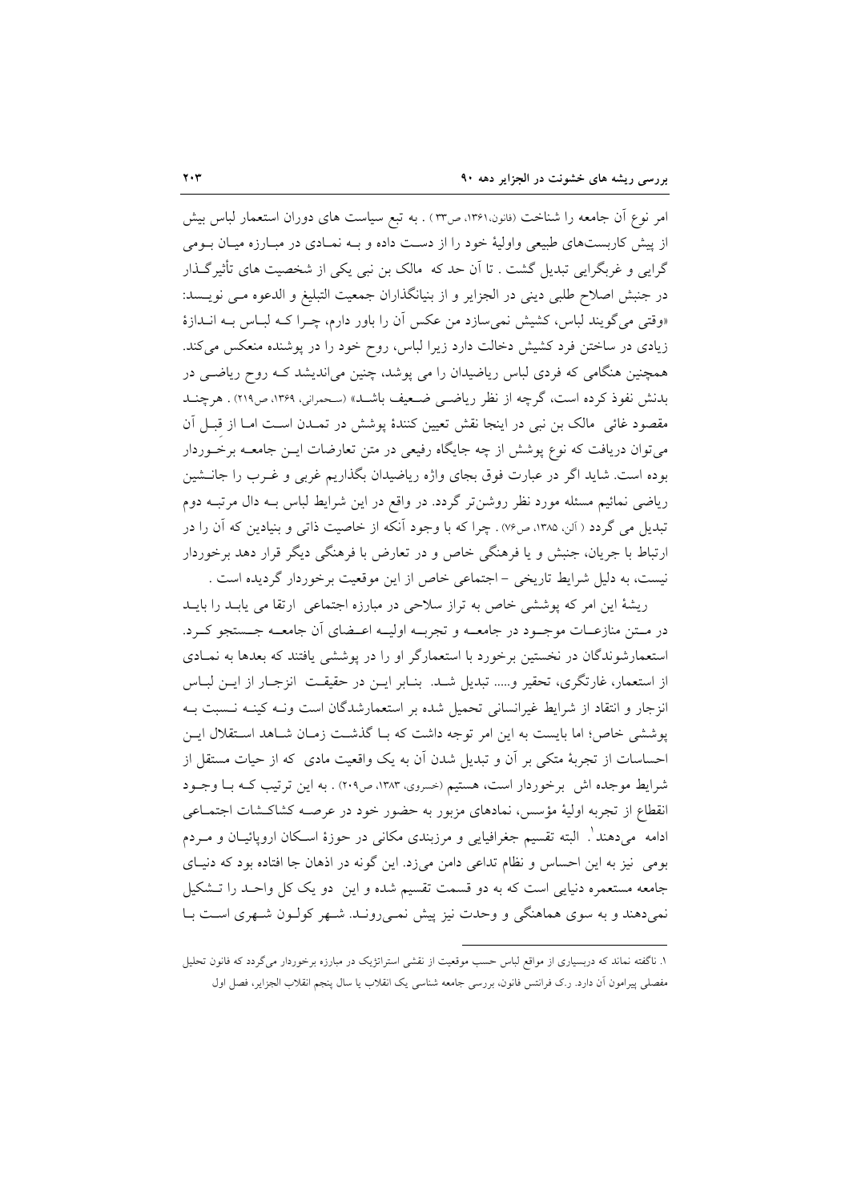امر نوع آن جامعه را شناخت (فانون،۱۳۶۱، ص۳۳) . به تبع سیاست های دوران استعمار لباس بیش از پیش کاربست‌های طبیعی واولیهٔ خود را از دست داده و به نمادی در مبارزه میان بومی گرایی و غربگرایی تبدیل گشت . تا آن حد که مالک بن نبی یکی از شخصیت های تأثیرگذار در جنبش اصلاح طلبی دینی در الجزایر و از بنیانگذاران جمعیت التبلیغ و الدعوه می نویسد: «وقتی می‌گویند لباس، کشیش نمی‌سازد من عکس آن را باور دارم، چرا که لباس به اندازهٔ زیادی در ساختن فرد کشیش دخالت دارد زیرا لباس، روح خود را در پوشنده منعکس می‌کند. همچنین هنگامی که فردی لباس ریاضیدان را می پوشد، چنین می‌اندیشد که روح ریاضی در بدنش نفوذ کرده است، گرچه از نظر ریاضی ضعیف باشد» (سحرانی، ۱۳۶۹، ص۲۱۹) . هرچند مقصود غائی مالک بن نبی در اینجا نقش تعیین کنندهٔ پوشش در تمدن است اما از قبل آن می‌توان دریافت که نوع پوشش از چه جایگاه رفیعی در متن تعارضات این جامعه برخوردار بوده است. شاید اگر در عبارت فوق بجای واژه ریاضیدان بگذاریم غربی و غرب را جانشین ریاضی نمائیم مسئله مورد نظر روشن‌تر گردد. در واقع در این شرایط لباس به دال مرتبه دوم تبدیل می گردد ( آلن، ۱۳۸۵، ص۷۶) . چرا که با وجود آنکه از خاصیت ذاتی و بنیادین که آن را در ارتباط با جریان، جنبش و یا فرهنگی خاص و در تعارض با فرهنگی دیگر قرار دهد برخوردار نیست، به دلیل شرایط تاریخی – اجتماعی خاص از این موقعیت برخوردار گردیده است .

ریشهٔ این امر که پوششی خاص به تراز سلاحی در مبارزه اجتماعی ارتقا می یابد را باید در متن منازعات موجود در جامعه و تجربه اولیه اعضای آن جامعه جستجو کرد. استعمارشوندگان در نخستین برخورد با استعمارگر او را در پوششی یافتند که بعدها به نمادی از استعمار، غارتگری، تحقیر و..... تبدیل شد. بنابر این در حقیقت انزجار از این لباس انزجار و انتقاد از شرایط غیرانسانی تحمیل شده بر استعمارشدگان است ونه کینه نسبت به پوششی خاص؛ اما بایست به این امر توجه داشت که با گذشت زمان شاهد استقلال این احساسات از تجربهٔ متکی بر آن و تبدیل شدن آن به یک واقعیت مادی که از حیات مستقل از شرایط موجده اش برخوردار است، هستیم (خسروی، ۱۳۸۳، ص۲۰۹) . به این ترتیب که با وجود انقطاع از تجربه اولیهٔ مؤسس، نمادهای مزبور به حضور خود در عرصه کشاکشات اجتماعی ادامه می‌دهند[1]. البته تقسیم جغرافیایی و مرزبندی مکانی در حوزهٔ اسکان اروپائیان و مردم بومی نیز به این احساس و نظام تداعی دامن می‌زد. این گونه در اذهان جا افتاده بود که دنیای جامعه مستعمره دنیایی است که به دو قسمت تقسیم شده و این دو یک کل واحد را تشکیل نمی‌دهند و به سوی هماهنگی و وحدت نیز پیش نمی‌روند. شهر کولون شهری است با

---

۱. ناگفته نماند که دربسیاری از مواقع لباس حسب موقعیت از نقشی استراتژیک در مبارزه برخوردار می‌گردد که فانون تحلیل مفصلی پیرامون آن دارد. ر.ک فرانتس فانون، بررسی جامعه شناسی یک انقلاب یا سال پنجم انقلاب الجزایر، فصل اول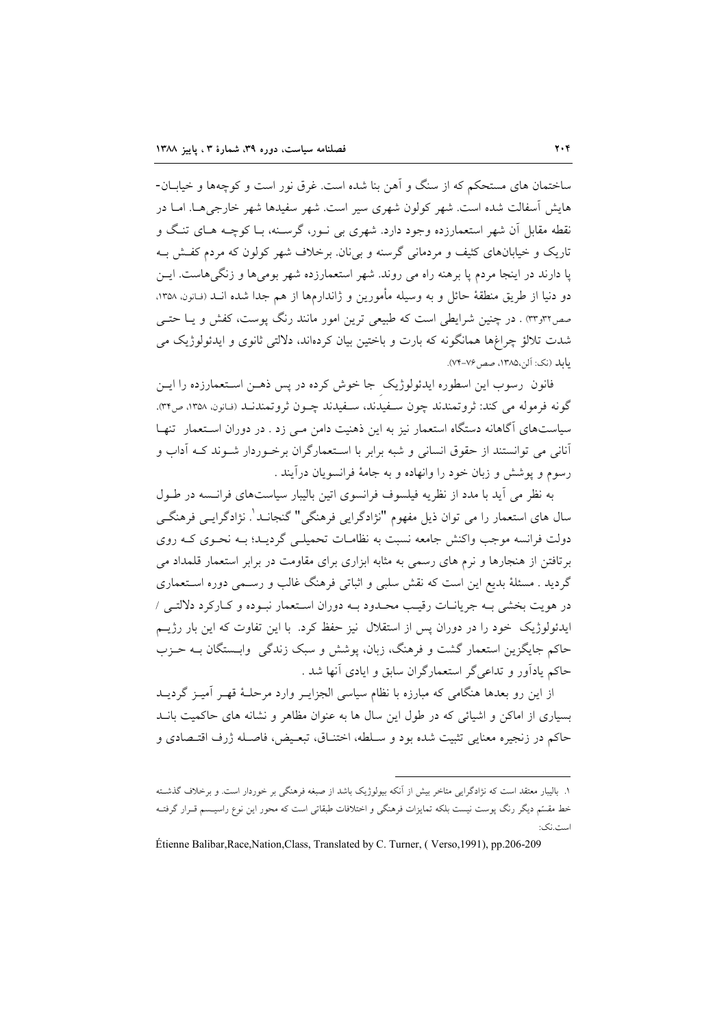ساختمان های مستحکم که از سنگ و آهن بنا شده است. غرق نور است و کوچه‌ها و خیابان‌هایش آسفالت شده است. شهر کولون شهری سیر است. شهر سفیدها شهر خارجی‌ها. اما در نقطه مقابل آن شهر استعمارزده وجود دارد. شهری بی نور، گرسنه، با کوچه های تنگ و تاریک و خیابان‌های کثیف و مردمانی گرسنه و بی‌نان. برخلاف شهر کولون که مردم کفش به پا دارند در اینجا مردم پا برهنه راه می روند. شهر استعمارزده شهر بومی‌ها و زنگی‌هاست. این دو دنیا از طریق منطقهٔ حائل و به وسیله مأمورین و ژاندارمها از هم جدا شده اند (فانون، ۱۳۵۸، صص۳۲و۳۳) . در چنین شرایطی است که طبیعی ترین امور مانند رنگ پوست، کفش و یا حتی شدت تلالؤ چراغ‌ها همانگونه که بارت و باختین بیان کرده‌اند، دلالتی ثانوی و ایدئولوژیک می یابد (نک: آلن،۱۳۸۵، صص۷۶-۷۴).

فانون رسوب این اسطوره ایدئولوژیک جا خوش کرده در پس ذهن استعمارزده را این گونه فرموله می کند: ثروتمندند چون سفیدند، سفیدند چون ثروتمندند (فانون، ۱۳۵۸، ص۳۴). سیاست‌های آگاهانه دستگاه استعمار نیز به این ذهنیت دامن می زد . در دوران استعمار تنها آنانی می توانستند از حقوق انسانی و شبه برابر با استعمارگران برخوردار شوند که آداب و رسوم و پوشش و زبان خود را وانهاده و به جامهٔ فرانسویان درآیند .

به نظر می آید با مدد از نظریه فیلسوف فرانسوی اتین بالیبار سیاست‌های فرانسه در طول سال های استعمار را می توان ذیل مفهوم "نژادگرایی فرهنگی" گنجاند[1]. نژادگرایی فرهنگی دولت فرانسه موجب واکنش جامعه نسبت به نظامات تحمیلی گردید؛ به نحوی که روی برتافتن از هنجارها و نرم های رسمی به مثابه ابزاری برای مقاومت در برابر استعمار قلمداد می گردید . مسئلهٔ بدیع این است که نقش سلبی و اثباتی فرهنگ غالب و رسمی دوره استعماری در هویت بخشی به جریانات رقیب محدود به دوران استعمار نبوده و کارکرد دلالتی / ایدئولوژیک خود را در دوران پس از استقلال نیز حفظ کرد. با این تفاوت که این بار رژیم حاکم جایگزین استعمار گشت و فرهنگ، زبان، پوشش و سبک زندگی وابستگان به حزب حاکم یادآور و تداعی‌گر استعمارگران سابق و ایادی آنها شد .

از این رو بعدها هنگامی که مبارزه با نظام سیاسی الجزایر وارد مرحلهٔ قهر آمیز گردید بسیاری از اماکن و اشیائی که در طول این سال ها به عنوان مظاهر و نشانه های حاکمیت باند حاکم در زنجیره معنایی تثبیت شده بود و سلطه، اختناق، تبعیض، فاصله ژرف اقتصادی و

---

۱. بالیبار معتقد است که نژادگرایی متاخر بیش از آنکه بیولوژیک باشد از صبغه فرهنگی بر خوردار است. و برخلاف گذشته خط مقسّم دیگر رنگ پوست نیست بلکه تمایزات فرهنگی و اختلافات طبقاتی است که محور این نوع راسیسم قرار گرفته است.نک:

Étienne Balibar,Race,Nation,Class, Translated by C. Turner, ( Verso,1991), pp.206-209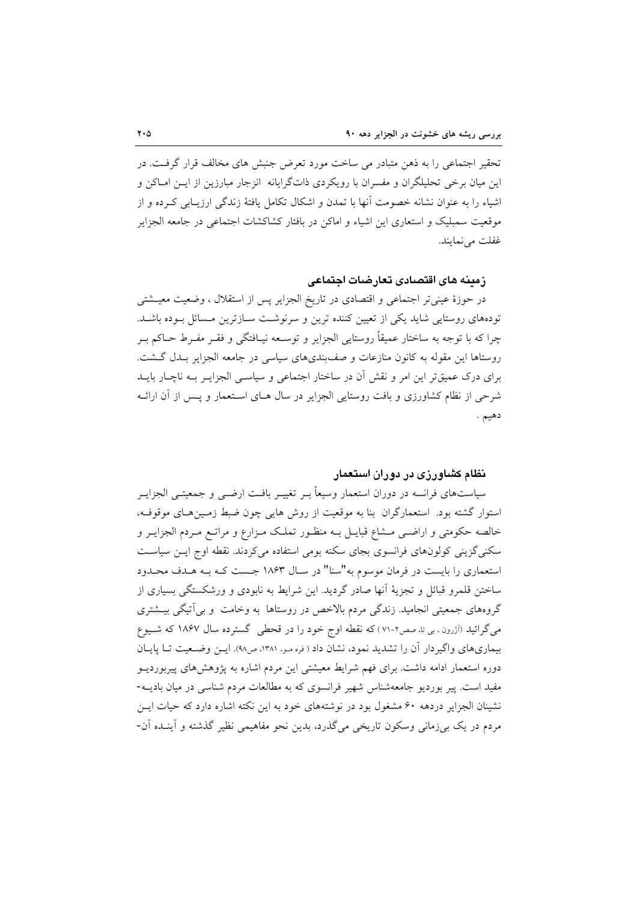تحقیر اجتماعی را به ذهن متبادر می ساخت مورد تعرض جنبش های مخالف قرار گرفت. در این میان برخی تحلیلگران و مفسران با رویکردی ذات‌گرایانه انزجار مبارزین از ایـن امـاکن و اشیاء را به عنوان نشانه خصومت آنها با تمدن و اشکال تکامل یافتهٔ زندگی ارزیـابی کـرده و از موقعیت سمبلیک و استعاری این اشیاء و اماکن در بافتار کشاکشات اجتماعی در جامعه الجزایر غفلت می‌نمایند.

## زمینه های اقتصادی تعارضات اجتماعی

در حوزهٔ عینی‌تر اجتماعی و اقتصادی در تاریخ الجزایر پس از استقلال ، وضعیت معیـشتی توده‌های روستایی شاید یکی از تعیین کننده ترین و سرنوشـت سـازترین مـسائل بـوده باشـد. چرا که با توجه به ساختار عمیقاً روستایی الجزایر و توسـعه نیـافتگی و فقـر مفـرط حـاکم بـر روستاها این مقوله به کانون منازعات و صف‌بندی‌های سیاسی در جامعه الجزایر بـدل گـشت. برای درک عمیق‌تر این امر و نقش آن در ساختار اجتماعی و سیاسـی الجزایـر بـه ناچـار بایـد شرحی از نظام کشاورزی و بافت روستایی الجزایر در سال هـای اسـتعمار و پـس از آن ارائـه دهیم .

## نظام کشاورزی در دوران استعمار

سیاست‌های فرانسه در دوران استعمار وسیعاً بـر تغییـر بافـت ارضـی و جمعیتـی الجزایـر استوار گشته بود. استعمارگران بنا به موقعیت از روش هایی چون ضبط زمـین‌هـای موقوفـه، خالصه حکومتی و اراضـی مـشاع قبایـل بـه منظـور تملـک مـزارع و مراتـع مـردم الجزایـر و سکنی‌گزینی کولون‌های فرانسوی بجای سکنه بومی استفاده می‌کردند. نقطه اوج ایـن سیاسـت استعماری را بایست در فرمان موسوم به"سنا" در سـال ۱۸۶۳ جـست کـه بـه هـدف محـدود ساختن قلمرو قبائل و تجزیهٔ آنها صادر گردید. این شرایط به نابودی و ورشکستگی بسیاری از گروه‌های جمعیتی انجامید. زندگی مردم بالاخص در روستاها به وخامت و بی‌آتیگی بیـشتری می‌گرائید (آژرون ، بی تا، صص۲-۷۱ ) که نقطه اوج خود را در قحطی گسترده سال ۱۸۶۷ که شـیوع بیماری‌های واگیردار آن را تشدید نمود، نشان داد ( فره مو، ۱۳۸۱، ص۹۸). ایـن وضـعیت تـا پایـان دوره استعمار ادامه داشت. برای فهم شرایط معیشتی این مردم اشاره به پژوهش‌های پیربوردیـو مفید است. پیر بوردیو جامعه‌شناس شهیر فرانسوی که به مطالعات مردم شناسی در میان بادیـه-نشینان الجزایر دردهه ۶۰ مشغول بود در نوشته‌های خود به این نکته اشاره دارد که حیات ایـن مردم در یک بی‌زمانی وسکون تاریخی می‌گذرد، بدین نحو مفاهیمی نظیر گذشته و آینـده آن-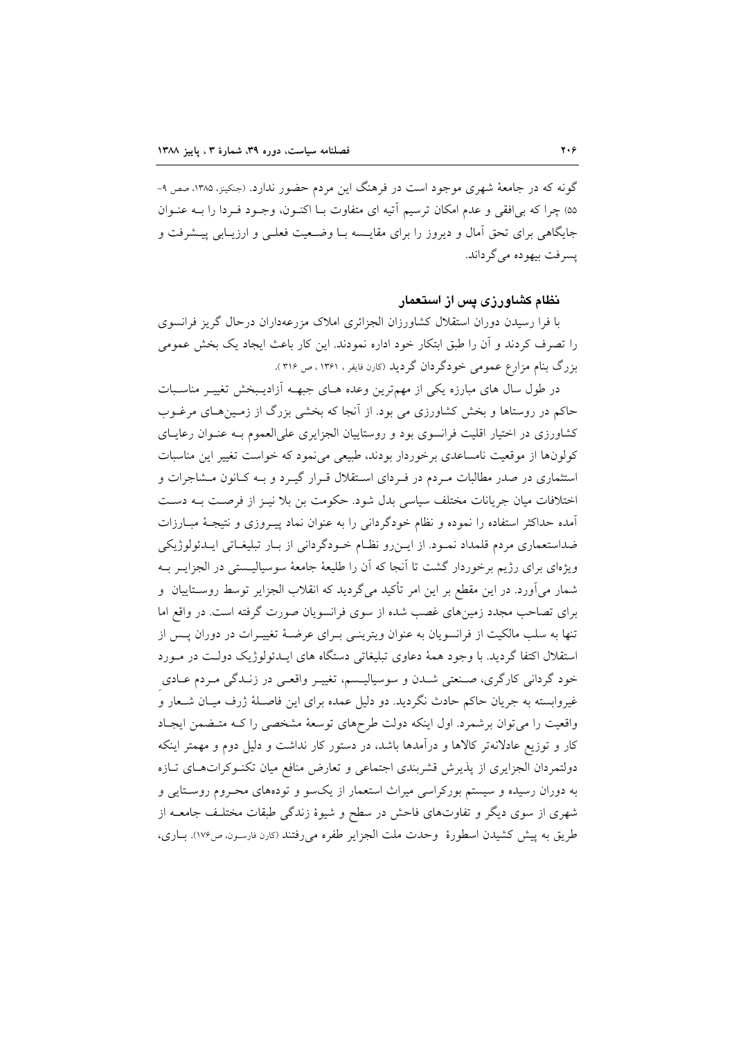گونه که در جامعهٔ شهری موجود است در فرهنگ این مردم حضور ندارد. (جنکینز، ۱۳۸۵، صص ۹-۵۵) چرا که بی‌افقی و عدم امکان ترسیم آتیه ای متفاوت بـا اکنـون، وجـود فـردا را بـه عنـوان جایگاهی برای تحق آمال و دیروز را برای مقایسه بـا وضـعیت فعلـی و ارزیـابی پیـشرفت و پسرفت بیهوده می‌گرداند.

## نظام کشاورزی پس از استعمار

با فرا رسیدن دوران استقلال کشاورزان الجزائری املاک مزرعه‌داران درحال گریز فرانسوی را تصرف کردند و آن را طبق ابتکار خود اداره نمودند. این کار باعث ایجاد یک بخش عمومی بزرگ بنام مزارع عمومی خودگردان گردید (کارن فایفر، ۱۳۶۱، ص ۳۱۶).

در طول سال های مبارزه یکی از مهم‌ترین وعده هـای جبهـه آزادیـبخش تغییـر مناسـبات حاکم در روستاها و بخش کشاورزی می بود. از آنجا که بخشی بزرگ از زمـین‌هـای مرغـوب کشاورزی در اختیار اقلیت فرانسوی بود و روستاییان الجزایری علی‌العموم بـه عنـوان رعایـای کولون‌ها از موقعیت نامساعدی برخوردار بودند، طبیعی می‌نمود که خواست تغییر این مناسبات استثماری در صدر مطالبات مـردم در فـردای اسـتقلال قـرار گیـرد و بـه کـانون مـشاجرات و اختلافات میان جریانات مختلف سیاسی بدل شود. حکومت بن بلا نیـز از فرصـت بـه دسـت آمده حداکثر استفاده را نموده و نظام خودگردانی را به عنوان نماد پیـروزی و نتیجـهٔ مبـارزات ضداستعماری مردم قلمداد نمـود. از ایـن‌رو نظـام خـودگردانی از بـار تبلیغـاتی ایـدئولوژیکی ویژه‌ای برای رژیم برخوردار گشت تا آنجا که آن را طلیعهٔ جامعهٔ سوسیالیـستی در الجزایـر بـه شمار می‌آورد. در این مقطع بر این امر تأکید می‌گردید که انقلاب الجزایر توسط روسـتاییان و برای تصاحب مجدد زمین‌های غصب شده از سوی فرانسویان صورت گرفته است. در واقع اما تنها به سلب مالکیت از فرانسویان به عنوان ویترینـی بـرای عرضـهٔ تغییـرات در دوران پـس از استقلال اکتفا گردید. با وجود همهٔ دعاوی تبلیغاتی دستگاه های ایـدئولوژیک دولـت در مـورد خود گردانی کارگری، صـنعتی شـدن و سوسیالیـسم، تغییـر واقعـی در زنـدگی مـردم عـادی غیروابسته به جریان حاکم حادث نگردید. دو دلیل عمده برای این فاصـلهٔ ژرف میـان شـعار و واقعیت را می‌توان برشمرد. اول اینکه دولت طرح‌های توسعهٔ مشخصی را کـه متـضمن ایجـاد کار و توزیع عادلانه‌تر کالاها و درآمدها باشد، در دستور کار نداشت و دلیل دوم و مهمتر اینکه دولتمردان الجزایری از پذیرش قشربندی اجتماعی و تعارض منافع میان تکنـوکرات‌هـای تـازه به دوران رسیده و سیستم بورکراسی میراث استعمار از یک‌سو و توده‌های محـروم روسـتایی و شهری از سوی دیگر و تفاوت‌های فاحش در سطح و شیوهٔ زندگی طبقات مختلـف جامعـه از طریق به پیش کشیدن اسطورهٔ وحدت ملت الجزایر طفره می‌رفتند (کارن فارسون، ص۱۷۶). بـاری،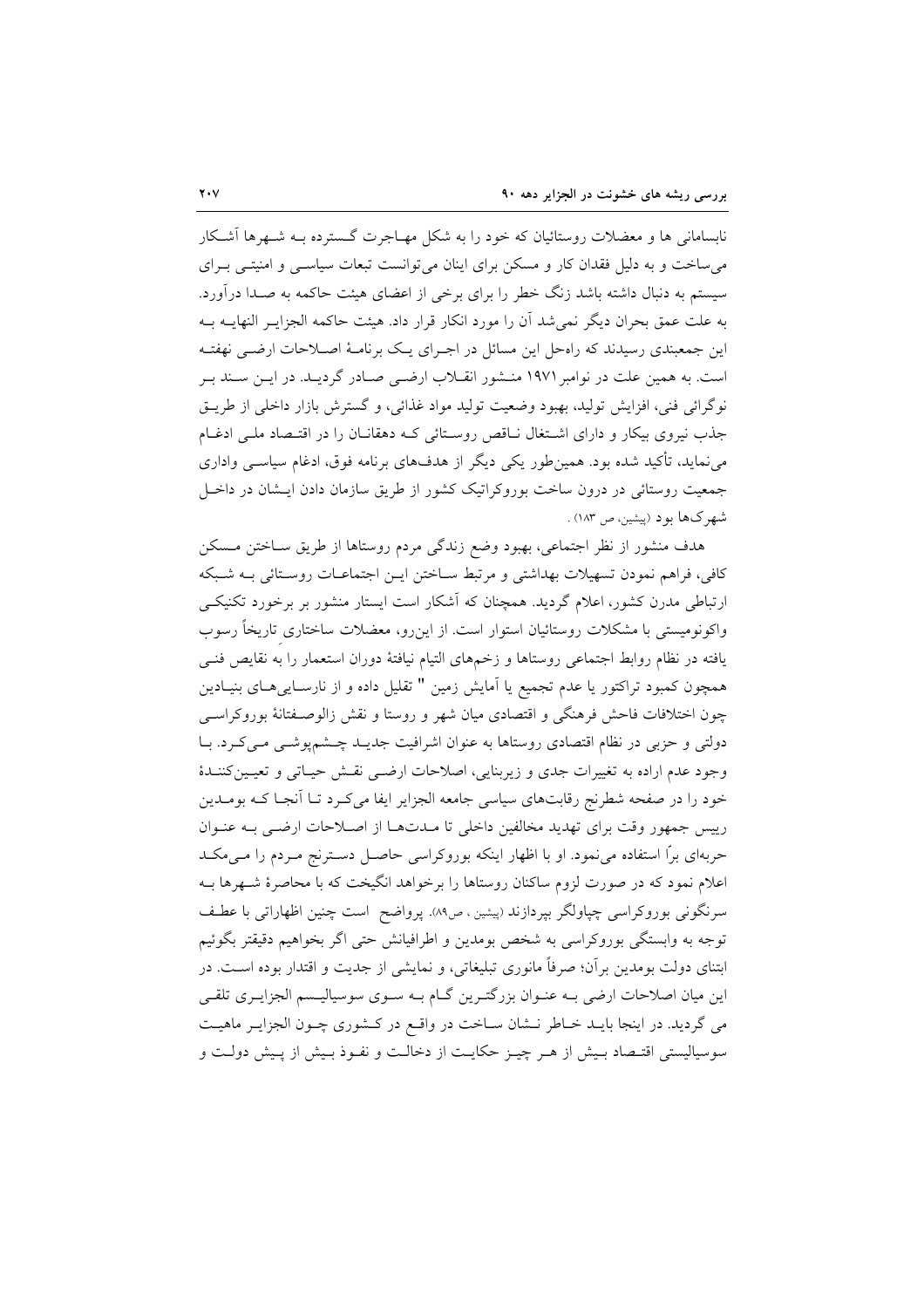نابسامانی ها و معضلات روستائیان که خود را به شکل مهاجرت گسترده به شهرها آشکار می‌ساخت و به دلیل فقدان کار و مسکن برای اینان می‌توانست تبعات سیاسی و امنیتی برای سیستم به دنبال داشته باشد زنگ خطر را برای برخی از اعضای هیئت حاکمه به صدا درآورد. به علت عمق بحران دیگر نمی‌شد آن را مورد انکار قرار داد. هیئت حاکمه الجزایر النهایه به این جمعبندی رسیدند که راه‌حل این مسائل در اجرای یک برنامهٔ اصلاحات ارضی نهفته است. به همین علت در نوامبر ۱۹۷۱ منشور انقلاب ارضی صادر گردید. در این سند بر نوگرائی فنی، افزایش تولید، بهبود وضعیت تولید مواد غذائی، و گسترش بازار داخلی از طریق جذب نیروی بیکار و دارای اشتغال ناقص روستائی که دهقانان را در اقتصاد ملی ادغام می‌نماید، تأکید شده بود. همین‌طور یکی دیگر از هدف‌های برنامه فوق، ادغام سیاسی واداری جمعیت روستائی در درون ساخت بوروکراتیک کشور از طریق سازمان دادن ایشان در داخل شهرک‌ها بود (پیشین، ص ۱۸۳) .

هدف منشور از نظر اجتماعی، بهبود وضع زندگی مردم روستاها از طریق ساختن مسکن کافی، فراهم نمودن تسهیلات بهداشتی و مرتبط ساختن این اجتماعات روستائی به شبکه ارتباطی مدرن کشور، اعلام گردید. همچنان که آشکار است ایستار منشور بر برخورد تکنیکی واکونومیستی با مشکلات روستائیان استوار است. از این‌رو، معضلات ساختاری تاریخاً رسوب یافته در نظام روابط اجتماعی روستاها و زخم‌های التیام نیافتهٔ دوران استعمار را به نقایص فنی همچون کمبود تراکتور یا عدم تجمیع یا آمایش زمین " تقلیل داده و از نارسایی‌های بنیادین چون اختلافات فاحش فرهنگی و اقتصادی میان شهر و روستا و نقش زالوصفتانهٔ بوروکراسی دولتی و حزبی در نظام اقتصادی روستاها به عنوان اشرافیت جدید چشم‌پوشی می‌کرد. با وجود عدم اراده به تغییرات جدی و زیربنایی، اصلاحات ارضی نقش حیاتی و تعیین‌کنندهٔ خود را در صفحه شطرنج رقابت‌های سیاسی جامعه الجزایر ایفا می‌کرد تا آنجا که بومدین رییس جمهور وقت برای تهدید مخالفین داخلی تا مدت‌ها از اصلاحات ارضی به عنوان حربه‌ای برا استفاده می‌نمود. او با اظهار اینکه بوروکراسی حاصل دسترنج مردم را می‌مکد اعلام نمود که در صورت لزوم ساکنان روستاها را برخواهد انگیخت که با محاصرهٔ شهرها به سرنگونی بوروکراسی چپاولگر بپردازند (پیشین ، ص۸۹). پرواضح است چنین اظهاراتی با عطف توجه به وابستگی بوروکراسی به شخص بومدین و اطرافیانش حتی اگر بخواهیم دقیقتر بگوئیم ابتنای دولت بومدین برآن؛ صرفاً مانوری تبلیغاتی، و نمایشی از جدیت و اقتدار بوده است. در این میان اصلاحات ارضی به عنوان بزرگترین گام به سوی سوسیالیسم الجزایری تلقی می گردید. در اینجا باید خاطر نشان ساخت در واقع در کشوری چون الجزایر ماهیت سوسیالیستی اقتصاد بیش از هر چیز حکایت از دخالت و نفوذ بیش از پیش دولت و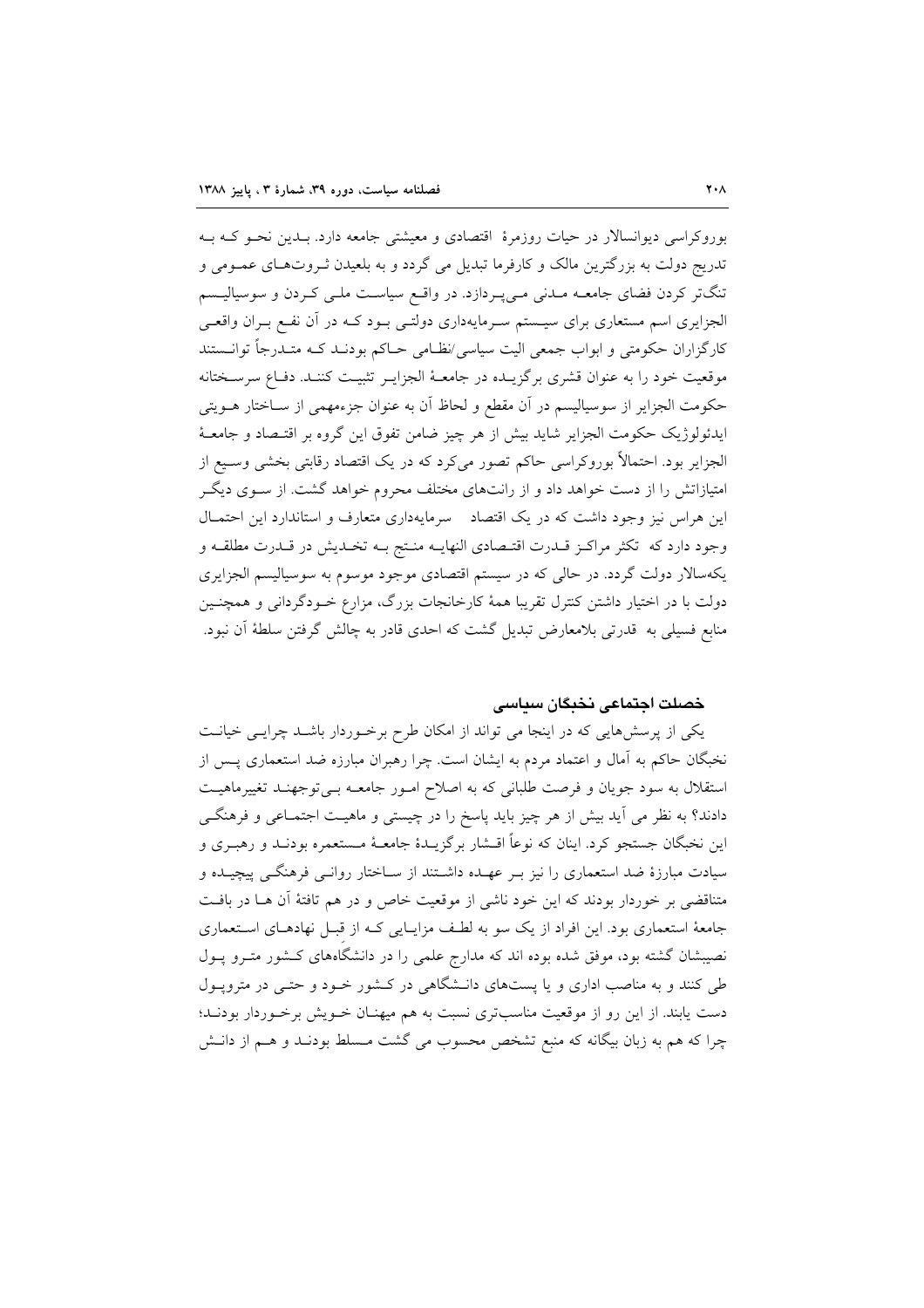بوروکراسی دیوانسالار در حیات روزمرهٔ اقتصادی و معیشتی جامعه دارد. بدین نحو که به تدریج دولت به بزرگترین مالک و کارفرما تبدیل می گردد و به بلعیدن ثروت‌های عمومی و تنگ‌تر کردن فضای جامعه مدنی می‌پردازد. در واقع سیاست ملی کردن و سوسیالیسم الجزایری اسم مستعاری برای سیستم سرمایه‌داری دولتی بود که در آن نفع بران واقعی کارگزاران حکومتی و ابواب جمعی الیت سیاسی/نظامی حاکم بودند که متدرجاً توانستند موقعیت خود را به عنوان قشری برگزیده در جامعهٔ الجزایر تثبیت کنند. دفاع سرسختانه حکومت الجزایر از سوسیالیسم در آن مقطع و لحاظ آن به عنوان جزءمهمی از ساختار هویتی ایدئولوژیک حکومت الجزایر شاید بیش از هر چیز ضامن تفوق این گروه بر اقتصاد و جامعهٔ الجزایر بود. احتمالاً بوروکراسی حاکم تصور می‌کرد که در یک اقتصاد رقابتی بخشی وسیع از امتیازاتش را از دست خواهد داد و از رانت‌های مختلف محروم خواهد گشت. از سوی دیگر این هراس نیز وجود داشت که در یک اقتصاد سرمایه‌داری متعارف و استاندارد این احتمال وجود دارد که تکثر مراکز قدرت اقتصادی النهایه منتج به تخدیش در قدرت مطلقه و یکه‌سالار دولت گردد. در حالی که در سیستم اقتصادی موجود موسوم به سوسیالیسم الجزایری دولت با در اختیار داشتن کنترل تقریبا همهٔ کارخانجات بزرگ، مزارع خودگردانی و همچنین منابع فسیلی به قدرتی بلامعارض تبدیل گشت که احدی قادر به چالش گرفتن سلطهٔ آن نبود.

### خصلت اجتماعی نخبگان سیاسی

یکی از پرسش‌هایی که در اینجا می تواند از امکان طرح برخوردار باشد چرایی خیانت نخبگان حاکم به آمال و اعتماد مردم به ایشان است. چرا رهبران مبارزه ضد استعماری پس از استقلال به سود جویان و فرصت طلبانی که به اصلاح امور جامعه بی‌توجهند تغییرماهیت دادند؟ به نظر می آید بیش از هر چیز باید پاسخ را در چیستی و ماهیت اجتماعی و فرهنگی این نخبگان جستجو کرد. اینان که نوعاً اقشار برگزیدهٔ جامعهٔ مستعمره بودند و رهبری و سیادت مبارزهٔ ضد استعماری را نیز بر عهده داشتند از ساختار روانی فرهنگی پیچیده و متناقضی بر خوردار بودند که این خود ناشی از موقعیت خاص و در هم تافتهٔ آن ها در بافت جامعهٔ استعماری بود. این افراد از یک سو به لطف مزایایی که از قبل نهادهای استعماری نصیبشان گشته بود، موفق شده بوده اند که مدارج علمی را در دانشگاه‌های کشور مترو پول طی کنند و به مناصب اداری و یا پست‌های دانشگاهی در کشور خود و حتی در متروپول دست یابند. از این رو از موقعیت مناسب‌تری نسبت به هم میهنان خویش برخوردار بودند؛ چرا که هم به زبان بیگانه که منبع تشخص محسوب می گشت مسلط بودند و هم از دانش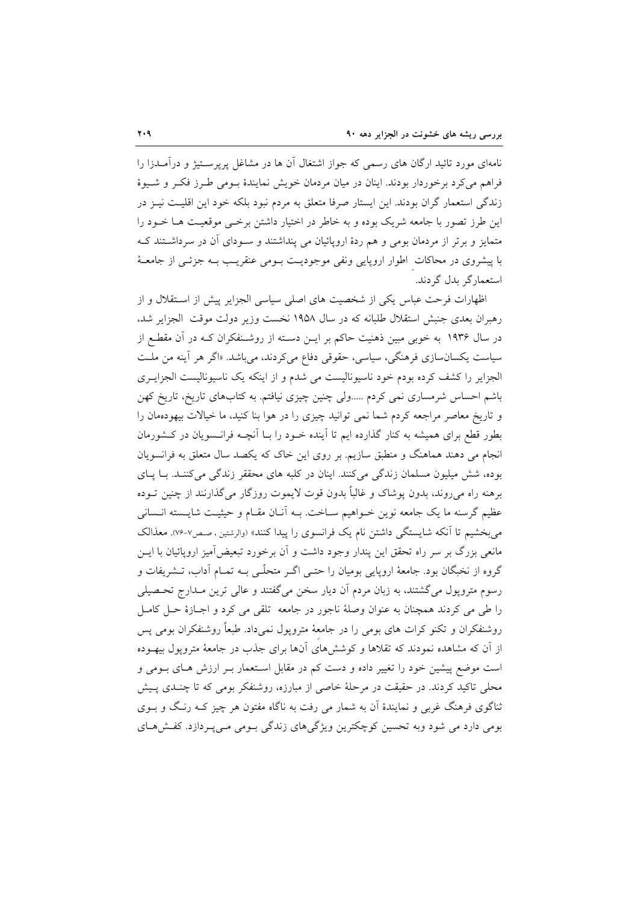نامه‌ای مورد تائید ارگان های رسمی که جواز اشتغال آن ها در مشاغل پرپرستیژ و درآمدزا را فراهم می‌کرد برخوردار بودند. اینان در میان مردمان خویش نمایندهٔ بومی طرز فکر و شیوهٔ زندگی استعمار گران بودند. این ایستار صرفا متعلق به مردم نبود بلکه خود این اقلیت نیز در این طرز تصور با جامعه شریک بوده و به خاطر در اختیار داشتن برخی موقعیت ها خود را متمایز و برتر از مردمان بومی و هم ردهٔ اروپائیان می پنداشتند و سودای آن در سرداشتند که با پیشروی در محاکات اطوار اروپایی ونفی موجودیت بومی عنقریب به جزئی از جامعهٔ استعمارگر بدل گردند.

اظهارات فرحت عباس یکی از شخصیت های اصلی سیاسی الجزایر پیش از استقلال و از رهبران بعدی جنبش استقلال طلبانه که در سال ۱۹۵۸ نخست وزیر دولت موقت الجزایر شد، در سال ۱۹۳۶ به خوبی مبین ذهنیت حاکم بر این دسته از روشنفکران که در آن مقطع از سیاست یکسان‌سازی فرهنگی، سیاسی، حقوقی دفاع می‌کردند، می‌باشد. «اگر هر آینه من ملت الجزایر را کشف کرده بودم خود ناسیونالیست می شدم و از اینکه یک ناسیونالیست الجزایری باشم احساس شرمساری نمی کردم .....ولی چنین چیزی نیافتم. به کتاب‌های تاریخ، تاریخ کهن و تاریخ معاصر مراجعه کردم شما نمی توانید چیزی را در هوا بنا کنید، ما خیالات بیهوده‌مان را بطور قطع برای همیشه به کنار گذارده ایم تا آینده خود را با آنچه فرانسویان در کشورمان انجام می دهند هماهنگ و منطبق سازیم. بر روی این خاک که یکصد سال متعلق به فرانسویان بوده، شش میلیون مسلمان زندگی می‌کنند. اینان در کلبه های محقر زندگی می‌کنند. با پای برهنه راه می‌روند، بدون پوشاک و غالباً بدون قوت لایموت روزگار می‌گذارنند از چنین توده عظیم گرسنه ما یک جامعه نوین خواهیم ساخت. به آنان مقام و حیثیت شایسته انسانی می‌بخشیم تا آنکه شایستگی داشتن نام یک فرانسوی را پیدا کنند» (والرشتین ، صص۷-۷۶). معذالک مانعی بزرگ بر سر راه تحقق این پندار وجود داشت و آن برخورد تبعیض‌آمیز اروپائیان با این گروه از نخبگان بود. جامعهٔ اروپایی بومیان را حتی اگر متحلّی به تمام آداب، تشریفات و رسوم متروپول می‌گشتند، به زبان مردم آن دیار سخن می‌گفتند و عالی ترین مدارج تحصیلی را طی می کردند همچنان به عنوان وصلهٔ ناجور در جامعه تلقی می کرد و اجازهٔ حل کامل روشنفکران و تکنو کرات های بومی را در جامعهٔ متروپول نمی‌داد. طبعاً روشنفکران بومی پس از آن که مشاهده نمودند که تقلاها و کوشش‌های آنها برای جذب در جامعهٔ متروپول بیهوده است موضع پیشین خود را تغییر داده و دست کم در مقابل استعمار بر ارزش های بومی و محلی تاکید کردند. در حقیقت در مرحلهٔ خاصی از مبارزه، روشنفکر بومی که تا چندی پیش ثناگوی فرهنگ غربی و نمایندهٔ آن به شمار می رفت به ناگاه مفتون هر چیز که رنگ و بوی بومی دارد می شود وبه تحسین کوچکترین ویژگی‌های زندگی بومی می‌پردازد. کفش‌های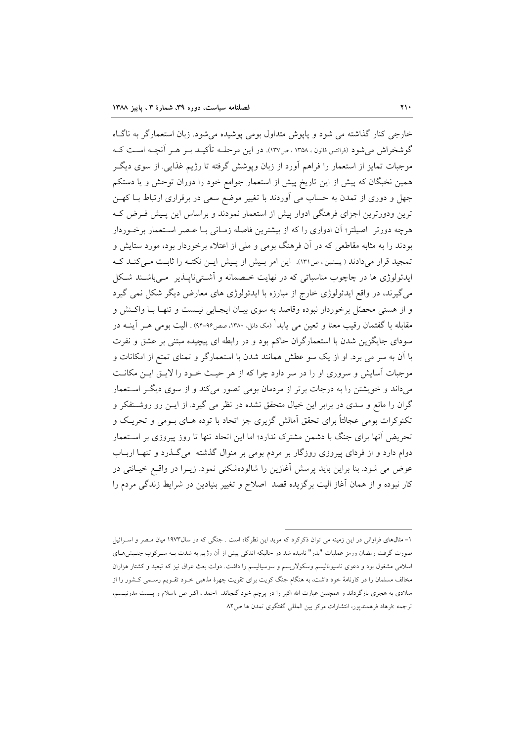خارجی کنار گذاشته می شود و پاپوش متداول بومی پوشیده می‌شود. زبان استعمارگر به ناگـاه گوشخراش می‌شود (فرانتس فانون ، ۱۳۵۸ ، ص۱۳۷). در این مرحلـه تأکیـد بـر هـر آنچـه اسـت کـه موجبات تمایز از استعمار را فراهم آورد از زبان وپوشش گرفته تا رژیم غذایی. از سوی دیگـر همین نخبگان که پیش از این تاریخ پیش از استعمار جوامع خود را دوران توحش و یا دستکم جهل و دوری از تمدن به حساب می آوردند با تغییر موضع سعی در برقراری ارتباط بـا کهـن ترین ودورترین اجزای فرهنگی ادوار پیش از استعمار نمودند و براساس این پـیش فـرض کـه هرچه دورتر اصیلتر؛ آن ادواری را که از بیشترین فاصله زمـانی بـا عـصر اسـتعمار برخـوردار بودند را به مثابه مقاطعی که در آن فرهنگ بومی و ملی از اعتلاء برخوردار بود، مورد ستایش و تمجید قرار می‌دادند ( پیـشین ، ص۱۳۱). این امر بـیش از پـیش ایـن نکتـه را ثابـت مـی‌کنـد کـه ایدئولوژی ها در چاچوب مناسباتی که در نهایت خـصمانه و آشـتی‌ناپـذیر مـی‌باشـند شـکل می‌گیرند، در واقع ایدئولوژی خارج از مبارزه با ایدئولوژی های معارض دیگر شکل نمی گیرد و از هستی محصّل برخوردار نبوده وقاصد به سوی بیـان ایجـابی نیـست و تنهـا بـا واکـنش و مقابله با گفتمان رقیب معنا و تعین می یابد[1] (مک دانل، ۱۳۸۰، صص۹۶-۹۴) . الیت بومی هـر آینـه در سودای جایگزین شدن با استعمارگران حاکم بود و در رابطه ای پیچیده مبتنی بر عشق و نفرت با آن به سر می برد. او از یک سو عطش همانند شدن با استعمارگر و تمنای تمتع از امکانات و موجبات آسایش و سروری او را در سر دارد چرا که از هر حیـث خـود را لایـق ایـن مکانـت می‌داند و خویشتن را به درجات برتر از مردمان بومی تصور می‌کند و از سوی دیگـر اسـتعمار گران را مانع و سدی در برابر این خیال متحقق نشده در نظر می گیرد. از ایـن رو روشـنفکر و تکنوکرات بومی عجالتاً برای تحقق آمالش گریزی جز اتحاد با توده هـای بـومی و تحریـک و تحریض آنها برای جنگ با دشمن مشترک ندارد؛ اما این اتحاد تنها تا روز پیروزی بر اسـتعمار دوام دارد و از فردای پیروزی روزگار بر مردم بومی بر منوال گذشته می‌گـذرد و تنهـا اربـاب عوض می شود. بنا براین باید پرسش آغازین را شالوده‌شکنی نمود. زیـرا در واقـع خیـانتی در کار نبوده و از همان آغاز الیت برگزیده قصد اصلاح و تغییر بنیادین در شرایط زندگی مردم را

---

۱- مثال‌های فراوانی در این زمینه می توان ذکرکرد که موید این نظرگاه است . جنگی که در سال۱۹۷۳ میان مـصر و اسـرائیل صورت گرفت رمضان ورمز عملیات "بدر" نامیده شد در حالیکه اندکی پیش از آن رژیم به شدت بـه سـرکوب جنـبش‌هـای اسلامی مشغول بود و دعوی ناسیونالیسم وسکولاریسم و سوسیالیسم را داشت. دولت بعث عراق نیز که تبعید و کشتار هزاران مخالف مسلمان را در کارنامهٔ خود داشت، به هنگام جنگ کویت برای تقویت چهرهٔ مذهبی خـود تقـویم رسـمی کـشور را از میلادی به هجری بازگرداند و همچنین عبارت الله اکبر را در پرچم خود گنجاند. احمد ، اکبر ص ،اسلام و پـست مدرنیـسم، ترجمه :فرهاد فرهمندپور، انتشارات مرکز بین المللی گفتگوی تمدن ها ص۸۲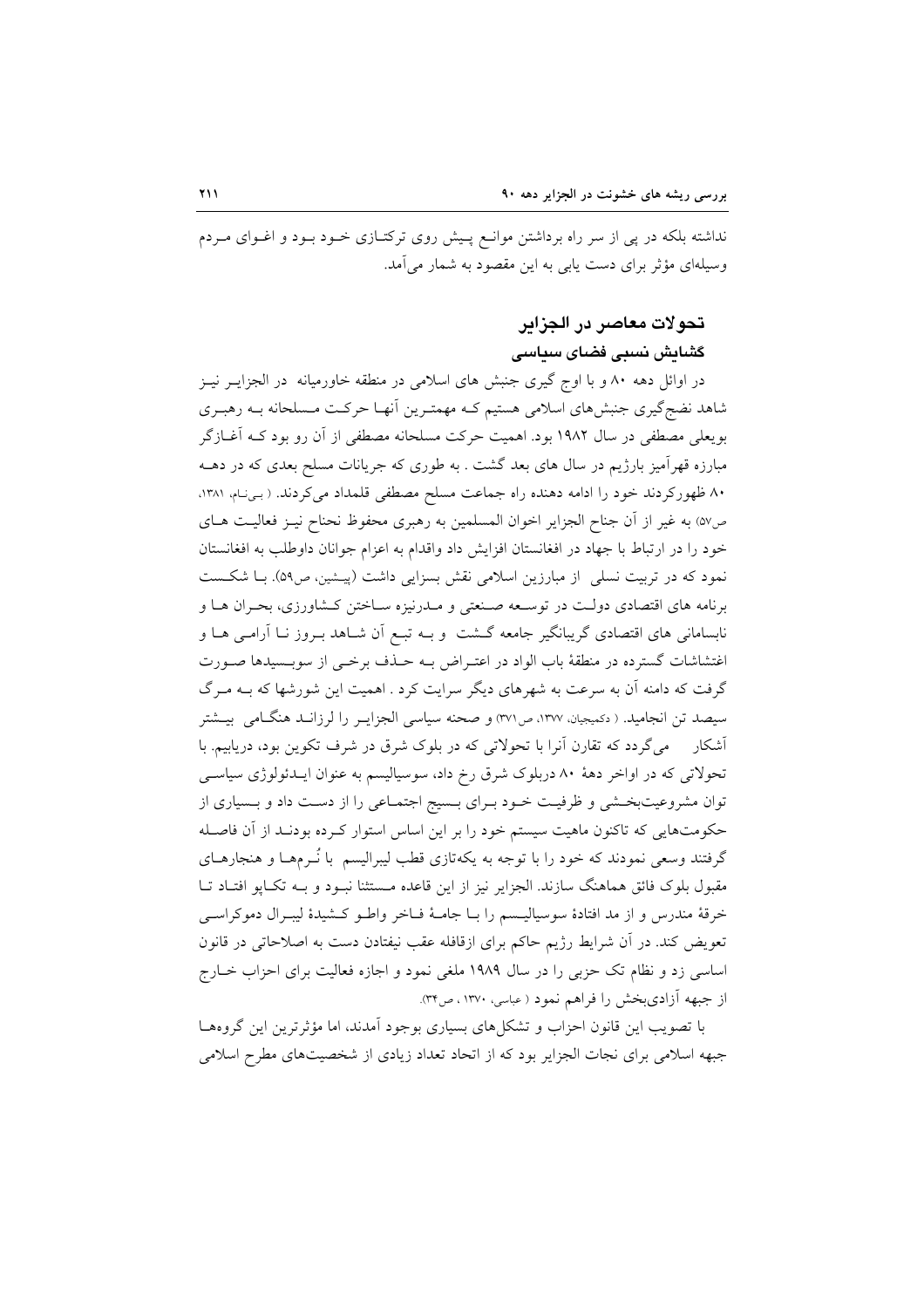نداشته بلکه در پی از سر راه برداشتن موانع پیش روی ترکتازی خود بود و اغوای مردم وسیله‌ای مؤثر برای دست یابی به این مقصود به شمار می‌آمد.

## تحولات معاصر در الجزایر

### گشایش نسبی فضای سیاسی

در اوائل دهه ۸۰ و با اوج گیری جنبش های اسلامی در منطقه خاورمیانه در الجزایر نیز شاهد نضج‌گیری جنبش‌های اسلامی هستیم که مهمترین آنها حرکت مسلحانه به رهبری بویعلی مصطفی در سال ۱۹۸۲ بود. اهمیت حرکت مسلحانه مصطفی از آن رو بود که آغازگر مبارزه قهرآمیز بارژیم در سال های بعد گشت . به طوری که جریانات مسلح بعدی که در دهه ۸۰ ظهورکردند خود را ادامه دهنده راه جماعت مسلح مصطفی قلمداد می‌کردند. ( بی‌نام، ۱۳۸۱، ص۵۷) به غیر از آن جناح الجزایر اخوان المسلمین به رهبری محفوظ نحناح نیز فعالیت های خود را در ارتباط با جهاد در افغانستان افزایش داد واقدام به اعزام جوانان داوطلب به افغانستان نمود که در تربیت نسلی از مبارزین اسلامی نقش بسزایی داشت (پیشین، ص۵۹). با شکست برنامه های اقتصادی دولت در توسعه صنعتی و مدرنیزه ساختن کشاورزی، بحران ها و نابسامانی های اقتصادی گریبانگیر جامعه گشت و به تبع آن شاهد بروز نا آرامی ها و اغتشاشات گسترده در منطقهٔ باب الواد در اعتراض به حذف برخی از سوبسیدها صورت گرفت که دامنه آن به سرعت به شهرهای دیگر سرایت کرد . اهمیت این شورشها که به مرگ سیصد تن انجامید. ( دکمیجیان، ۱۳۷۷، ص۳۷۱) و صحنه سیاسی الجزایر را لرزاند هنگامی بیشتر آشکار می‌گردد که تقارن آنرا با تحولاتی که در بلوک شرق در شرف تکوین بود، دریابیم. با تحولاتی که در اواخر دههٔ ۸۰ دربلوک شرق رخ داد، سوسیالیسم به عنوان ایدئولوژی سیاسی توان مشروعیت‌بخشی و ظرفیت خود برای بسیج اجتماعی را از دست داد و بسیاری از حکومت‌هایی که تاکنون ماهیت سیستم خود را بر این اساس استوار کرده بودند از آن فاصله گرفتند وسعی نمودند که خود را با توجه به یکه‌تازی قطب لیبرالیسم با نُرم‌ها و هنجارهای مقبول بلوک فائق هماهنگ سازند. الجزایر نیز از این قاعده مستثنا نبود و به تکاپو افتاد تا خرقهٔ مندرس و از مد افتادهٔ سوسیالیسم را با جامهٔ فاخر واطو کشیدهٔ لیبرال دموکراسی تعویض کند. در آن شرایط رژیم حاکم برای ازقافله عقب نیفتادن دست به اصلاحاتی در قانون اساسی زد و نظام تک حزبی را در سال ۱۹۸۹ ملغی نمود و اجازه فعالیت برای احزاب خارج از جبهه آزادی‌بخش را فراهم نمود ( عباسی، ۱۳۷۰ ، ص۳۴).

با تصویب این قانون احزاب و تشکل‌های بسیاری بوجود آمدند، اما مؤثرترین این گروهها جبهه اسلامی برای نجات الجزایر بود که از اتحاد تعداد زیادی از شخصیت‌های مطرح اسلامی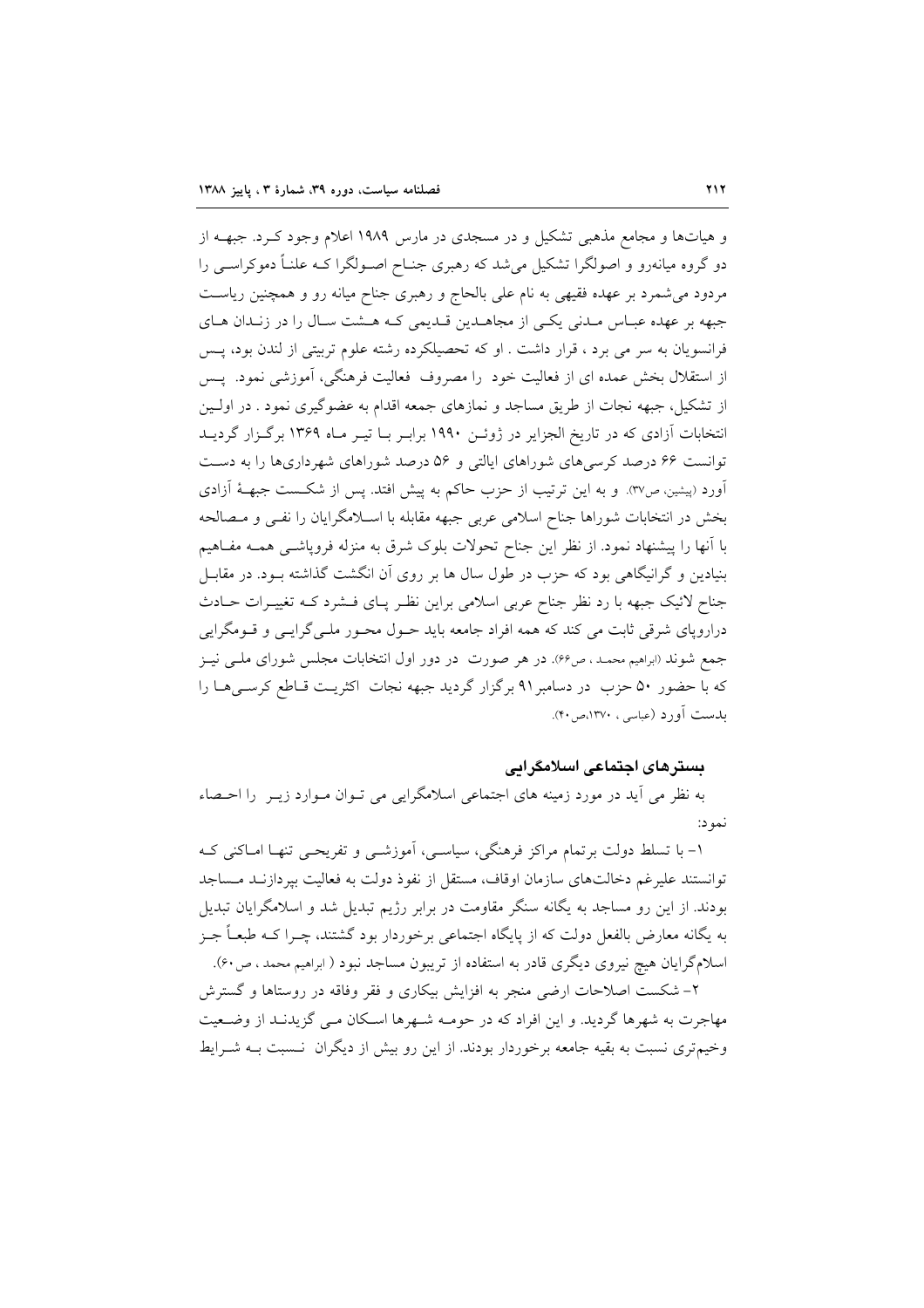و هیات‌ها و مجامع مذهبی تشکیل و در مسجدی در مارس ۱۹۸۹ اعلام وجود کـرد. جبهـه از دو گروه میانه‌رو و اصولگرا تشکیل می‌شد که رهبری جنـاح اصـولگرا کـه علناً دموکراسـی را مردود می‌شمرد بر عهده فقیهی به نام علی بالحاج و رهبری جناح میانه رو و همچنین ریاسـت جبهه بر عهده عبـاس مـدنی یکـی از مجاهـدین قـدیمی کـه هـشت سـال را در زنـدان هـای فرانسویان به سر می برد ، قرار داشت . او که تحصیلکرده رشته علوم تربیتی از لندن بود، پـس از استقلال بخش عمده ای از فعالیت خود را مصروف فعالیت فرهنگی، آموزشی نمود. پـس از تشکیل، جبهه نجات از طریق مساجد و نمازهای جمعه اقدام به عضوگیری نمود . در اولـین انتخابات آزادی که در تاریخ الجزایر در ژوئـن ۱۹۹۰ برابـر بـا تیـر مـاه ۱۳۶۹ برگـزار گردیـد توانست ۶۶ درصد کرسی‌های شوراهای ایالتی و ۵۶ درصد شوراهای شهرداری‌ها را به دسـت آورد (پیشین، ص۳۷). و به این ترتیب از حزب حاکم به پیش افتد. پس از شکـست جبهـهٔ آزادی بخش در انتخابات شوراها جناح اسلامی عربی جبهه مقابله با اسـلامگرایان را نفـی و مـصالحه با آنها را پیشنهاد نمود. از نظر این جناح تحولات بلوک شرق به منزله فروپاشـی همـه مفـاهیم بنیادین و گرانیگاهی بود که حزب در طول سال ها بر روی آن انگشت گذاشته بـود. در مقابـل جناح لائیک جبهه با رد نظر جناح عربی اسلامی براین نظـر پـای فـشرد کـه تغییـرات حـادث دراروپای شرقی ثابت می کند که همه افراد جامعه باید حـول محـور ملـی‌گرایـی و قـومگرایی جمع شوند (ابراهیم محمـد ، ص۶۶). در هر صورت در دور اول انتخابات مجلس شورای ملـی نیـز که با حضور ۵۰ حزب در دسامبر۹۱ برگزار گردید جبهه نجات اکثریـت قـاطع کرسـی‌هـا را بدست آورد (عباسی ، ۱۳۷۰،ص۴۰).

## بسترهای اجتماعی اسلامگرایی

به نظر می آید در مورد زمینه های اجتماعی اسلامگرایی می تـوان مـوارد زیـر را احـصاء نمود:

۱- با تسلط دولت برتمام مراکز فرهنگی، سیاسـی، آموزشـی و تفریحـی تنهـا امـاکنی کـه توانستند علیرغم دخالت‌های سازمان اوقاف، مستقل از نفوذ دولت به فعالیت بپردازنـد مـساجد بودند. از این رو مساجد به یگانه سنگر مقاومت در برابر رژیم تبدیل شد و اسلامگرایان تبدیل به یگانه معارض بالفعل دولت که از پایگاه اجتماعی برخوردار بود گشتند، چـرا کـه طبعـاً جـز اسلام‌گرایان هیچ نیروی دیگری قادر به استفاده از تریبون مساجد نبود ( ابراهیم محمد ، ص۶۰).

۲- شکست اصلاحات ارضی منجر به افزایش بیکاری و فقر وفاقه در روستاها و گسترش مهاجرت به شهرها گردید. و این افراد که در حومـه شـهرها اسـکان مـی گزیدنـد از وضـعیت وخیم‌تری نسبت به بقیه جامعه برخوردار بودند. از این رو بیش از دیگران نـسبت بـه شـرایط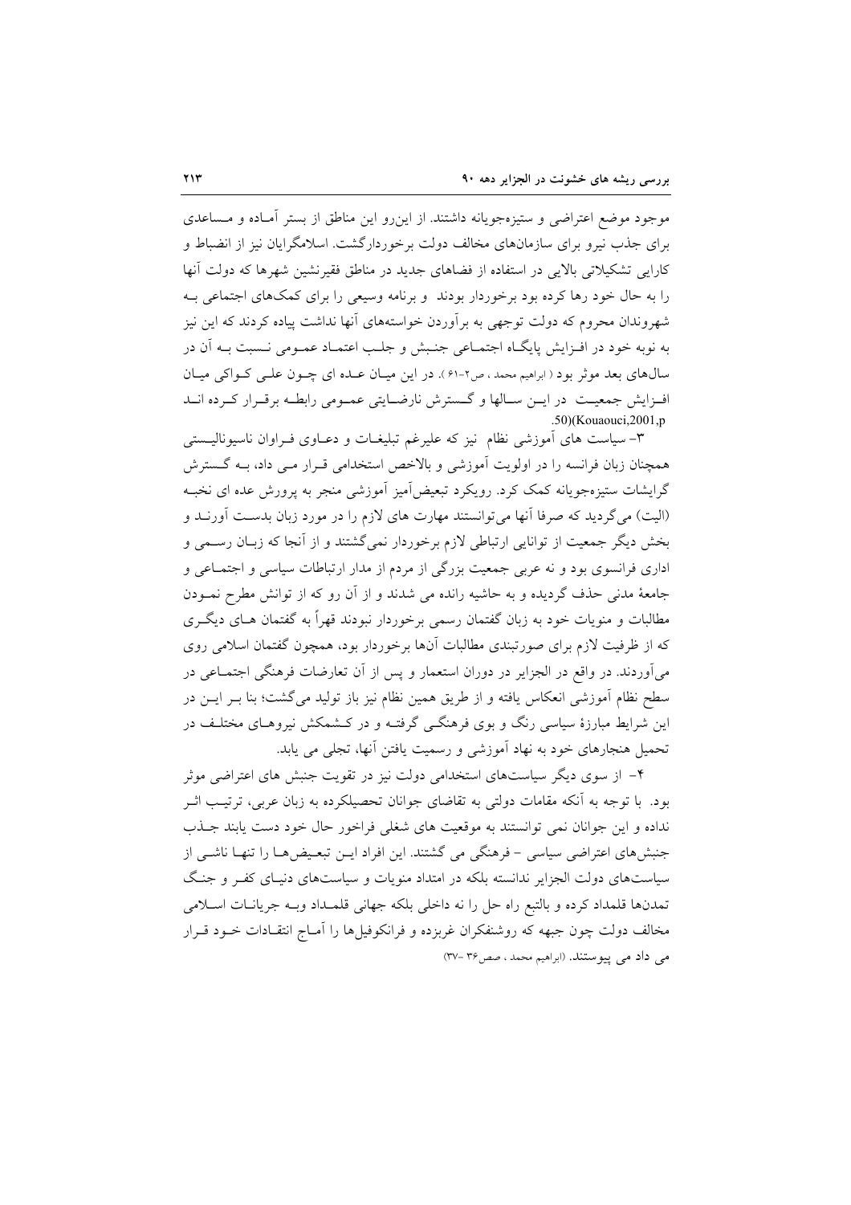موجود موضع اعتراضی و ستیزه‌جویانه داشتند. از این‌رو این مناطق از بستر آمـاده و مـساعدی برای جذب نیرو برای سازمان‌های مخالف دولت برخوردارگشت. اسلامگرایان نیز از انضباط و کارایی تشکیلاتی بالایی در استفاده از فضاهای جدید در مناطق فقیرنشین شهرها که دولت آنها را به حال خود رها کرده بود برخوردار بودند و برنامه وسیعی را برای کمک‌های اجتماعی بـه شهروندان محروم که دولت توجهی به برآوردن خواسته‌های آنها نداشت پیاده کردند که این نیز به نوبه خود در افـزایش پایگـاه اجتمـاعی جنـبش و جلـب اعتمـاد عمـومی نـسبت بـه آن در سال‌های بعد موثر بود ( ابراهیم محمد ، ص۲-۶۱ ). در این میـان عـده ای چـون علـی کـواکی میـان افـزایش جمعیـت در ایـن سـالها و گـسترش نارضـایتی عمـومی رابطـه برقـرار کـرده انـد (Kouaouci,2001,p.50).

۳- سیاست های آموزشی نظام نیز که علیرغم تبلیغـات و دعـاوی فـراوان ناسیونالیـستی همچنان زبان فرانسه را در اولویت آموزشی و بالاخص استخدامی قـرار مـی داد، بـه گـسترش گرایشات ستیزه‌جویانه کمک کرد. رویکرد تبعیض‌آمیز آموزشی منجر به پرورش عده ای نخبـه (الیت) می‌گردید که صرفا آنها می‌توانستند مهارت های لازم را در مورد زبان بدسـت آورنـد و بخش دیگر جمعیت از توانایی ارتباطی لازم برخوردار نمی‌گشتند و از آنجا که زبـان رسـمی و اداری فرانسوی بود و نه عربی جمعیت بزرگی از مردم از مدار ارتباطات سیاسی و اجتمـاعی و جامعهٔ مدنی حذف گردیده و به حاشیه رانده می شدند و از آن رو که از توانش مطرح نمـودن مطالبات و منویات خود به زبان گفتمان رسمی برخوردار نبودند قهراً به گفتمان هـای دیگـری که از ظرفیت لازم برای صورتبندی مطالبات آنها برخوردار بود، همچون گفتمان اسلامی روی می‌آوردند. در واقع در الجزایر در دوران استعمار و پس از آن تعارضات فرهنگی اجتمـاعی در سطح نظام آموزشی انعکاس یافته و از طریق همین نظام نیز باز تولید می‌گشت؛ بنا بـر ایـن در این شرایط مبارزهٔ سیاسی رنگ و بوی فرهنگـی گرفتـه و در کـشمکش نیروهـای مختلـف در تحمیل هنجارهای خود به نهاد آموزشی و رسمیت یافتن آنها، تجلی می یابد.

۴- از سوی دیگر سیاست‌های استخدامی دولت نیز در تقویت جنبش های اعتراضی موثر بود. با توجه به آنکه مقامات دولتی به تقاضای جوانان تحصیلکرده به زبان عربی، ترتیـب اثـر نداده و این جوانان نمی توانستند به موقعیت های شغلی فراخور حال خود دست یابند جـذب جنبش‌های اعتراضی سیاسی - فرهنگی می گشتند. این افراد ایـن تبعـیض‌هـا را تنهـا ناشـی از سیاست‌های دولت الجزایر ندانسته بلکه در امتداد منویات و سیاست‌های دنیـای کفـر و جنـگ تمدن‌ها قلمداد کرده و بالتبع راه حل را نه داخلی بلکه جهانی قلمـداد وبـه جریانـات اسـلامی مخالف دولت چون جبهه که روشنفکران غربزده و فرانکوفیل‌ها را آمـاج انتقـادات خـود قـرار می داد می پیوستند. (ابراهیم محمد ، صص۳۶ -۳۷)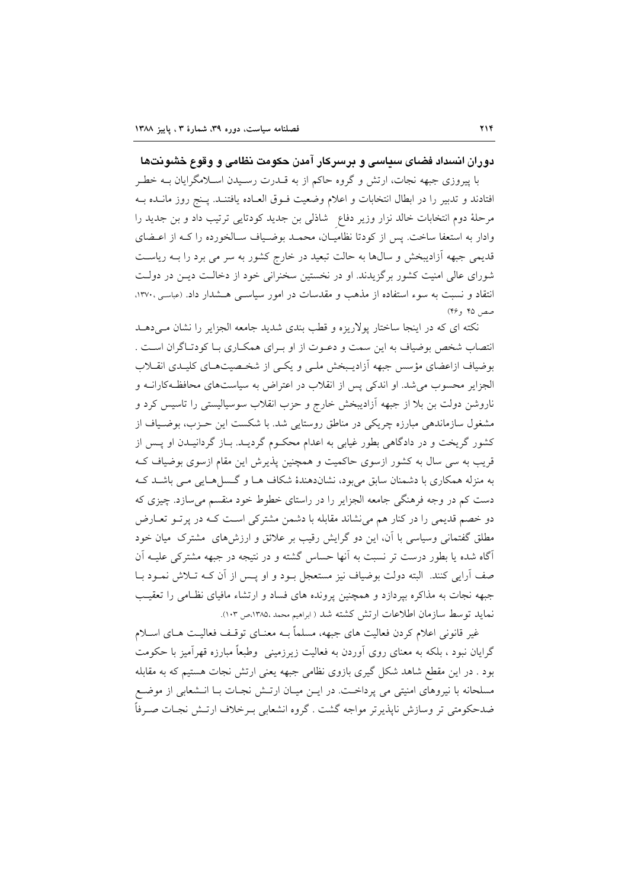## دوران انسداد فضای سیاسی و برسرکار آمدن حکومت نظامی و وقوع خشونت‌ها

با پیروزی جبهه نجات، ارتش و گروه حاکم از به قـدرت رسـیدن اسـلامگرایان بـه خطـر افتادند و تدبیر را در ابطال انتخابات و اعلام وضعیت فـوق العـاده یافتنـد. پـنج روز مانـده بـه مرحلهٔ دوم انتخابات خالد نزار وزیر دفاع شاذلی بن جدید کودتایی ترتیب داد و بن جدید را وادار به استعفا ساخت. پس از کودتا نظامیـان، محمـد بوضـیاف سـالخورده را کـه از اعـضای قدیمی جبهه آزادیبخش و سال‌ها به حالت تبعید در خارج کشور به سر می برد را بـه ریاسـت شورای عالی امنیت کشور برگزیدند. او در نخستین سخنرانی خود از دخالـت دیـن در دولـت انتقاد و نسبت به سوء استفاده از مذهب و مقدسات در امور سیاسـی هـشدار داد. (عباسی ،۱۳۷۰، صص ۴۵ و۴۶)

نکته ای که در اینجا ساختار پولاریزه و قطب بندی شدید جامعه الجزایر را نشان مـی‌دهـد انتصاب شخص بوضیاف به این سمت و دعـوت از او بـرای همکـاری بـا کودتـاگران اسـت . بوضیاف ازاعضای مؤسس جبهه آزادیـبخش ملـی و یکـی از شخـصیت‌هـای کلیـدی انقـلاب الجزایر محسوب می‌شد. او اندکی پس از انقلاب در اعتراض به سیاست‌های محافظـه‌کارانـه و ناروشن دولت بن بلا از جبهه آزادیبخش خارج و حزب انقلاب سوسیالیستی را تاسیس کرد و مشغول سازماندهی مبارزه چریکی در مناطق روستایی شد. با شکست این حـزب، بوضـیاف از کشور گریخت و در دادگاهی بطور غیابی به اعدام محکـوم گردیـد. بـاز گردانیـدن او پـس از قریب به سی سال به کشور ازسوی حاکمیت و همچنین پذیرش این مقام ازسوی بوضیاف کـه به منزله همکاری با دشمنان سابق می‌بود، نشان‌دهندهٔ شکاف هـا و گـسل‌هـایی مـی باشـد کـه دست کم در وجه فرهنگی جامعه الجزایر را در راستای خطوط خود منقسم می‌سازد. چیزی که دو خصم قدیمی را در کنار هم می‌نشاند مقابله با دشمن مشترکی اسـت کـه در پرتـو تعـارض مطلق گفتمانی وسیاسی با آن، این دو گرایش رقیب بر علائق و ارزش‌های مشترک میان خود آگاه شده یا بطور درست تر نسبت به آنها حساس گشته و در نتیجه در جبهه مشترکی علیـه آن صف آرایی کنند. البته دولت بوضیاف نیز مستعجل بـود و او پـس از آن کـه تـلاش نمـود بـا جبهه نجات به مذاکره بپردازد و همچنین پرونده های فساد و ارتشاء مافیای نظـامی را تعقیـب نماید توسط سازمان اطلاعات ارتش کشته شد ( ابراهیم محمد ،۱۳۸۵،ص ۱۰۳).

غیر قانونی اعلام کردن فعالیت های جبهه، مسلماً بـه معنـای توقـف فعالیـت هـای اسـلام گرایان نبود ، بلکه به معنای روی آوردن به فعالیت زیرزمینی وطبعاً مبارزه قهرآمیز با حکومت بود . در این مقطع شاهد شکل گیری بازوی نظامی جبهه یعنی ارتش نجات هستیم که به مقابله مسلحانه با نیروهای امنیتی می پرداخـت. در ایـن میـان ارتـش نجـات بـا انـشعابی از موضـع ضدحکومتی تر وسازش ناپذیرتر مواجه گشت . گروه انشعابی بـرخلاف ارتـش نجـات صـرفاً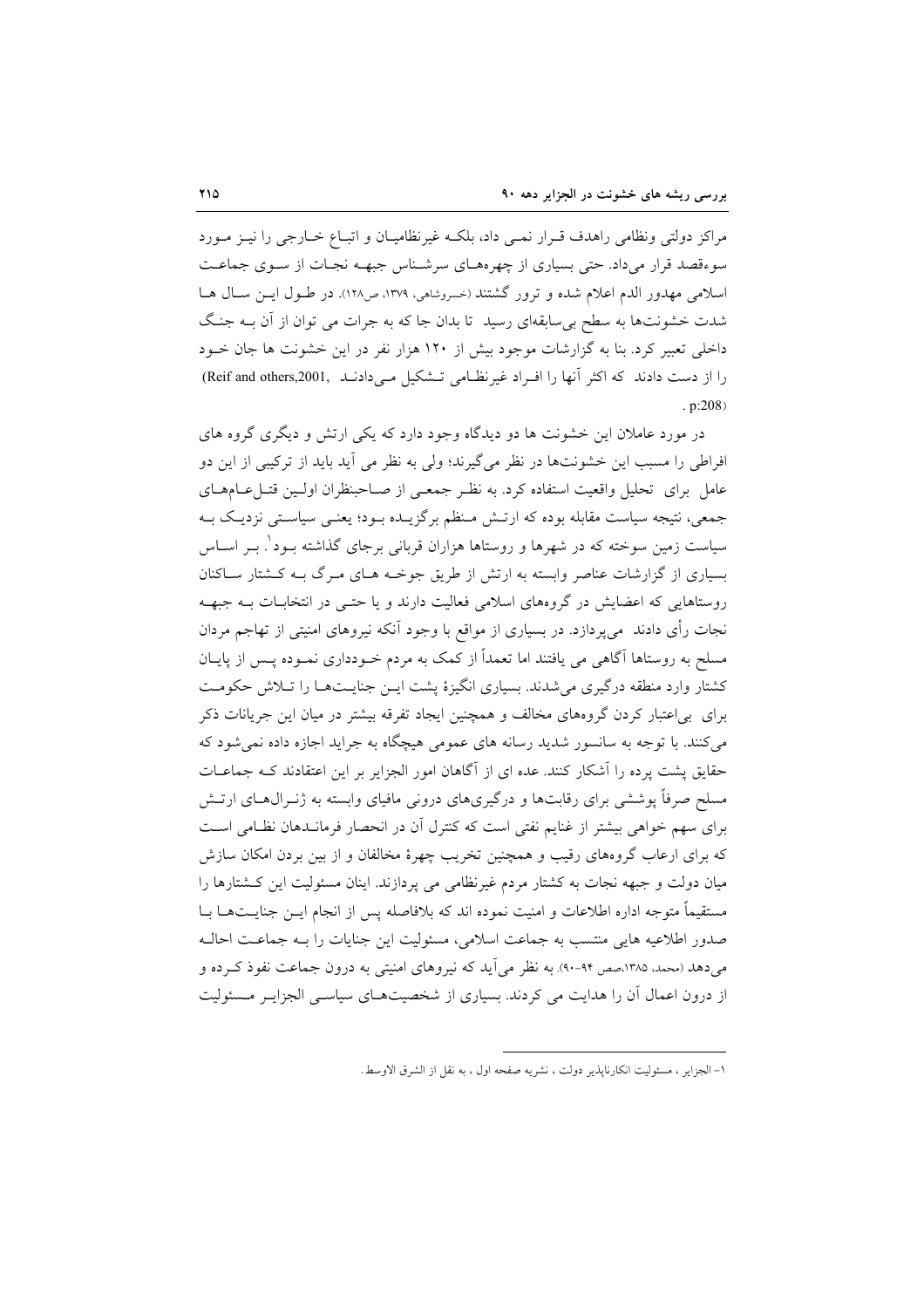مراکز دولتی ونظامی راهدف قـرار نمـی داد، بلکـه غیرنظامیـان و اتبـاع خـارجی را نیـز مـورد سوءقصد قرار می‌داد. حتی بسیاری از چهره‌هـای سرشـناس جبهـه نجـات از سـوی جماعـت اسلامی مهدور الدم اعلام شده و ترور گشتند (خسروشاهی، ۱۳۷۹، ص۱۲۸). در طـول ایـن سـال هـا شدت خشونت‌ها به سطح بی‌سابقه‌ای رسید تا بدان جا که به جرات می توان از آن بـه جنـگ داخلی تعبیر کرد. بنا به گزارشات موجود بیش از ۱۲۰ هزار نفر در این خشونت ها جان خـود را از دست دادند که اکثر آنها را افـراد غیرنظـامی تـشکیل مـی‌دادنـد (Reif and others,2001, p:208).

در مورد عاملان این خشونت ها دو دیدگاه وجود دارد که یکی ارتش و دیگری گروه های افراطی را مسبب این خشونت‌ها در نظر می‌گیرند؛ ولی به نظر می آید باید از ترکیبی از این دو عامل برای تحلیل واقعیت استفاده کرد. به نظـر جمعـی از صـاحبنظران اولـین قتـل‌عـام‌هـای جمعی، نتیجه سیاست مقابله بوده که ارتـش مـنظم برگزیـده بـود؛ یعنـی سیاسـتی نزدیـک بـه سیاست زمین سوخته که در شهرها و روستاها هزاران قربانی برجای گذاشته بـود[1]. بـر اسـاس بسیاری از گزارشات عناصر وابسته به ارتش از طریق جوخـه هـای مـرگ بـه کـشتار سـاکنان روستاهایی که اعضایش در گروه‌های اسلامی فعالیت دارند و یا حتـی در انتخابـات بـه جبهـه نجات رأی دادند می‌پردازد. در بسیاری از مواقع با وجود آنکه نیروهای امنیتی از تهاجم مردان مسلح به روستاها آگاهی می یافتند اما تعمداً از کمک به مردم خـودداری نمـوده پـس از پایـان کشتار وارد منطقه درگیری می‌شدند. بسیاری انگیزهٔ پشت ایـن جنایـت‌هـا را تـلاش حکومـت برای بی‌اعتبار کردن گروه‌های مخالف و همچنین ایجاد تفرقه بیشتر در میان این جریانات ذکر می‌کنند. با توجه به سانسور شدید رسانه های عمومی هیچگاه به جراید اجازه داده نمی‌شود که حقایق پشت پرده را آشکار کنند. عده ای از آگاهان امور الجزایر بر این اعتقادند کـه جماعـات مسلح صرفاً پوششی برای رقابت‌ها و درگیری‌های درونی مافیای وابسته به ژنـرال‌هـای ارتـش برای سهم خواهی بیشتر از غنایم نفتی است که کنترل آن در انحصار فرمانـدهان نظـامی اسـت که برای ارعاب گروه‌های رقیب و همچنین تخریب چهرهٔ مخالفان و از بین بردن امکان سازش میان دولت و جبهه نجات به کشتار مردم غیرنظامی می پردازند. اینان مسئولیت این کـشتارها را مستقیماً متوجه اداره اطلاعات و امنیت نموده اند که بلافاصله پس از انجام ایـن جنایـت‌هـا بـا صدور اطلاعیه هایی منتسب به جماعت اسلامی، مسئولیت این جنایات را بـه جماعـت احالـه می‌دهد (محمد، ۱۳۸۵،صص ۹۴-۹۰). به نظر می‌آید که نیروهای امنیتی به درون جماعت نفوذ کـرده و از درون اعمال آن را هدایت می کردند. بسیاری از شخصیت‌هـای سیاسـی الجزایـر مـسئولیت

---

۱- الجزایر ، مسئولیت انکارناپذیر دولت ، نشریه صفحه اول ، به نقل از الشرق الاوسط.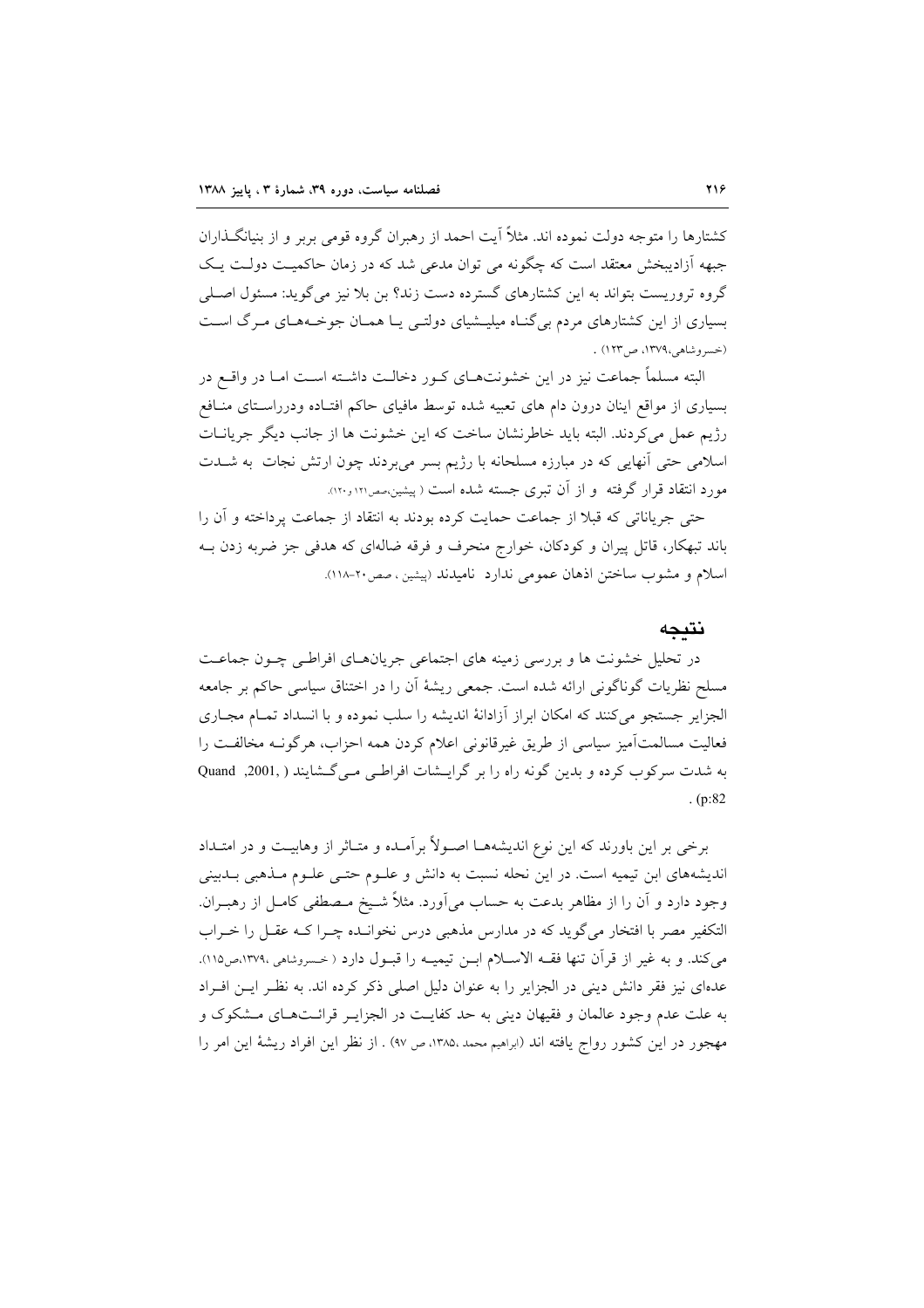کشتارها را متوجه دولت نموده اند. مثلاً آیت احمد از رهبران گروه قومی بربر و از بنیانگذاران جبهه آزادیبخش معتقد است که چگونه می توان مدعی شد که در زمان حاکمیت دولت یک گروه تروریست بتواند به این کشتارهای گسترده دست زند؟ بن بلا نیز می‌گوید: مسئول اصلی بسیاری از این کشتارهای مردم بی‌گناه میلیشیای دولتی یا همان جوخه‌های مرگ است (خسروشاهی،۱۳۷۹، ص۱۲۳) .

البته مسلماً جماعت نیز در این خشونت‌های کور دخالت داشته است اما در واقع در بسیاری از مواقع اینان درون دام های تعبیه شده توسط مافیای حاکم افتاده ودرراستای منافع رژیم عمل می‌کردند. البته باید خاطرنشان ساخت که این خشونت ها از جانب دیگر جریانات اسلامی حتی آنهایی که در مبارزه مسلحانه با رژیم بسر می‌بردند چون ارتش نجات به شدت مورد انتقاد قرار گرفته و از آن تبری جسته شده است ( پیشین،صص۱۲۱ و۱۲۰).

حتی جریاناتی که قبلا از جماعت حمایت کرده بودند به انتقاد از جماعت پرداخته و آن را باند تبهکار، قاتل پیران و کودکان، خوارج منحرف و فرقه ضاله‌ای که هدفی جز ضربه زدن به اسلام و مشوب ساختن اذهان عمومی ندارد نامیدند (پیشین ، صص۲۰-۱۱۸).

## نتیجه

در تحلیل خشونت ها و بررسی زمینه های اجتماعی جریان‌های افراطی چون جماعت مسلح نظریات گوناگونی ارائه شده است. جمعی ریشهٔ آن را در اختناق سیاسی حاکم بر جامعه الجزایر جستجو می‌کنند که امکان ابراز آزادانهٔ اندیشه را سلب نموده و با انسداد تمام مجاری فعالیت مسالمت‌آمیز سیاسی از طریق غیرقانونی اعلام کردن همه احزاب، هرگونه مخالفت را به شدت سرکوب کرده و بدین گونه راه را بر گرایشات افراطی می‌گشایند ( Quand ,2001, p:82) .

برخی بر این باورند که این نوع اندیشه‌ها اصولاً برآمده و متاثر از وهابیت و در امتداد اندیشه‌های ابن تیمیه است. در این نحله نسبت به دانش و علوم حتی علوم مذهبی بدبینی وجود دارد و آن را از مظاهر بدعت به حساب می‌آورد. مثلاً شیخ مصطفی کامل از رهبران. التکفیر مصر با افتخار می‌گوید که در مدارس مذهبی درس نخوانده چرا که عقل را خراب می‌کند. و به غیر از قرآن تنها فقه الاسلام ابن تیمیه را قبول دارد ( خسروشاهی ،۱۳۷۹،ص۱۱۵). عده‌ای نیز فقر دانش دینی در الجزایر را به عنوان دلیل اصلی ذکر کرده اند. به نظر این افراد به علت عدم وجود عالمان و فقیهان دینی به حد کفایت در الجزایر قرائت‌های مشکوک و مهجور در این کشور رواج یافته اند (ابراهیم محمد ،۱۳۸۵، ص ۹۷) . از نظر این افراد ریشهٔ این امر را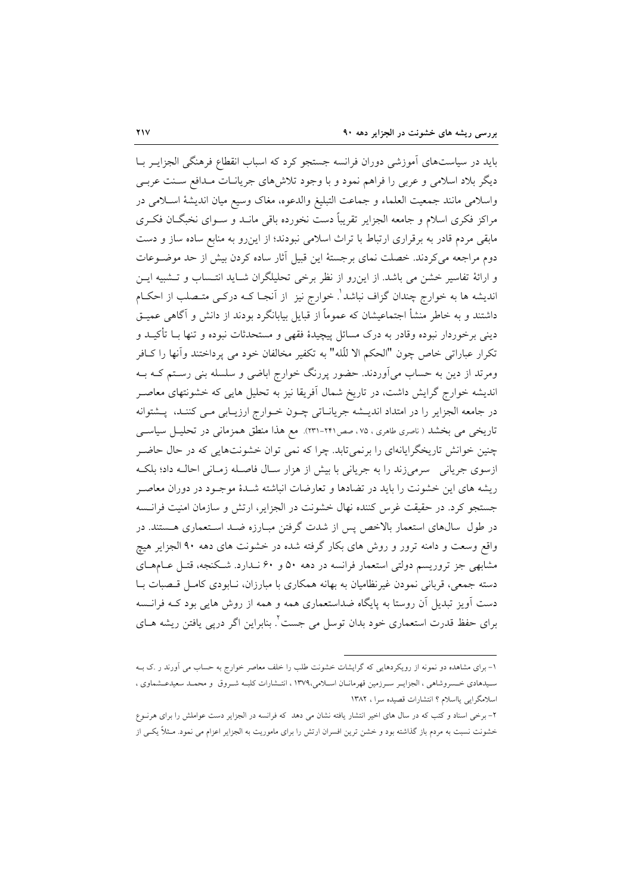باید در سیاست‌های آموزشی دوران فرانسه جستجو کرد که اسباب انقطاع فرهنگی الجزایر با دیگر بلاد اسلامی و عربی را فراهم نمود و با وجود تلاش‌های جریانات مدافع سنت عربی واسلامی مانند جمعیت العلماء و جماعت التبلیغ والدعوه، مغاک وسیع میان اندیشهٔ اسلامی در مراکز فکری اسلام و جامعه الجزایر تقریباً دست نخورده باقی ماند و سوای نخبگان فکری مابقی مردم قادر به برقراری ارتباط با تراث اسلامی نبودند؛ از این‌رو به منابع ساده ساز و دست دوم مراجعه می‌کردند. خصلت نمای برجستهٔ این قبیل آثار ساده کردن بیش از حد موضوعات و ارائهٔ تفاسیر خشن می باشد. از این‌رو از نظر برخی تحلیلگران شاید انتساب و تشبیه این اندیشه ها به خوارج چندان گزاف نباشد[1]. خوارج نیز از آنجا که درکی متصلب از احکام داشتند و به خاطر منشأ اجتماعیشان که عموماً از قبایل بیابانگرد بودند از دانش و آگاهی عمیق دینی برخوردار نبوده وقادر به درک مسائل پیچیدهٔ فقهی و مستحدثات نبوده و تنها با تأکید و تکرار عباراتی خاص چون "الحکم الا للّه" به تکفیر مخالفان خود می پرداختند وآنها را کافر ومرتد از دین به حساب می‌آوردند. حضور پررنگ خوارج اباضی و سلسله بنی رستم که به اندیشه خوارج گرایش داشت، در تاریخ شمال آفریقا نیز به تحلیل هایی که خشونتهای معاصر در جامعه الجزایر را در امتداد اندیشه جریاناتی چون خوارج ارزیابی می کنند، پشتوانه تاریخی می بخشد ( ناصری طاهری ، ۷۵ ، صص۲۴۱-۲۳۱). مع هذا منطق همزمانی در تحلیل سیاسی چنین خوانش تاریخگرایانه‌ای را برنمی‌تابد. چرا که نمی توان خشونت‌هایی که در حال حاضر ازسوی جریانی سرمی‌زند را به جریانی با بیش از هزار سال فاصله زمانی احاله داد؛ بلکه ریشه های این خشونت را باید در تضادها و تعارضات انباشته شدهٔ موجود در دوران معاصر جستجو کرد. در حقیقت غرس کننده نهال خشونت در الجزایر، ارتش و سازمان امنیت فرانسه در طول سال‌های استعمار بالاخص پس از شدت گرفتن مبارزه ضد استعماری هستند. در واقع وسعت و دامنه ترور و روش های بکار گرفته شده در خشونت های دهه ۹۰ الجزایر هیچ مشابهی جز تروریسم دولتی استعمار فرانسه در دهه ۵۰ و ۶۰ ندارد. شکنجه، قتل عام‌های دسته جمعی، قربانی نمودن غیرنظامیان به بهانه همکاری با مبارزان، نابودی کامل قصبات با دست آویز تبدیل آن روستا به پایگاه ضداستعماری همه و همه از روش هایی بود که فرانسه برای حفظ قدرت استعماری خود بدان توسل می جست[2]. بنابراین اگر درپی یافتن ریشه های

---

۱- برای مشاهده دو نمونه از رویکردهایی که گرایشات خشونت طلب را خلف معاصر خوارج به حساب می آورند ر .ک به سیدهادی خسروشاهی ، الجزایر سرزمین قهرمانان اسلامی،۱۳۷۹ ، انتشارات کلبه شروق و محمد سعیدعشماوی ، اسلامگرایی یااسلام ؟ انتشارات قصیده سرا ، ۱۳۸۲

۲- برخی اسناد و کتب که در سال های اخیر انتشار یافته نشان می دهد که فرانسه در الجزایر دست عواملش را برای هرنوع خشونت نسبت به مردم باز گذاشته بود و خشن ترین افسران ارتش را برای ماموریت به الجزایر اعزام می نمود. مثلاً یکی از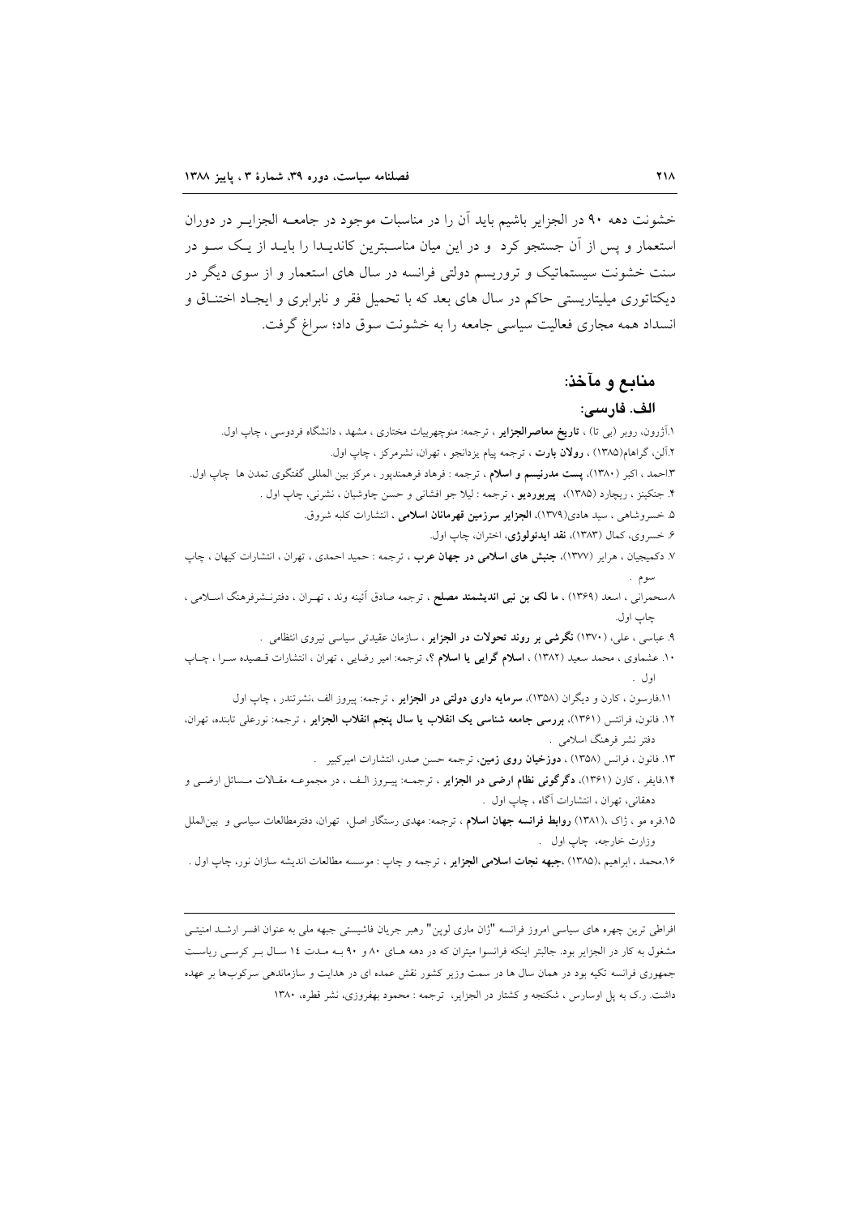خشونت دهه ۹۰ در الجزایر باشیم باید آن را در مناسبات موجود در جامعــه الجزایــر در دوران استعمار و پس از آن جستجو کرد و در این میان مناسـبترین کاندیـدا را بایــد از یـک سـو در سنت خشونت سیستماتیک و تروریسم دولتی فرانسه در سال های استعمار و از سوی دیگر در دیکتاتوری میلیتاریستی حاکم در سال های بعد که با تحمیل فقر و نابرابری و ایجـاد اختنـاق و انسداد همه مجاری فعالیت سیاسی جامعه را به خشونت سوق داد؛ سراغ گرفت.

## منابع و مآخذ:

### الف. فارسی:

۱.آژرون، روبر (بی تا) ، **تاریخ معاصرالجزایر** ، ترجمه: منوچهربیات مختاری ، مشهد ، دانشگاه فردوسی ، چاپ اول.

۲.آلن، گراهام(۱۳۸۵) ، **رولان بارت** ، ترجمه پیام یزدانجو ، تهران، نشرمرکز ، چاپ اول.

۳.احمد ، اکبر (۱۳۸۰)، **پست مدرنیسم و اسلام** ، ترجمه : فرهاد فرهمندپور ، مرکز بین المللی گفتگوی تمدن ها چاپ اول.

۴. جنکینز ، ریچارد (۱۳۸۵)، **پیربوردیو** ، ترجمه : لیلا جو افشانی و حسن چاوشیان ، نشرنی، چاپ اول .

۵. خسروشاهی ، سید هادی(۱۳۷۹)، **الجزایر سرزمین قهرمانان اسلامی** ، انتشارات کلبه شروق.

۶. خسروی، کمال (۱۳۸۳)، **نقد ایدئولوژی**، اختران، چاپ اول.

۷. دکمیجیان ، هرایر (۱۳۷۷)، **جنبش های اسلامی در جهان عرب** ، ترجمه : حمید احمدی ، تهران ، انتشارات کیهان ، چاپ سوم .

۸.سحمرانی ، اسعد (۱۳۶۹) ، **ما لک بن نبی اندیشمند مصلح** ، ترجمه صادق آئینه وند ، تهـران ، دفترنـشرفرهنگ اسـلامی ، چاپ اول.

۹. عباسی ، علی، (۱۳۷۰) **نگرشی بر روند تحولات در الجزایر** ، سازمان عقیدتی سیاسی نیروی انتظامی .

۱۰. عشماوی ، محمد سعید (۱۳۸۲) ، **اسلام گرایی یا اسلام ؟**، ترجمه: امیر رضایی ، تهران ، انتشارات قـصیده سـرا ، چـاپ اول .

۱۱.فارسون ، کارن و دیگران (۱۳۵۸)، **سرمایه داری دولتی در الجزایر** ، ترجمه: پیروز الف ،نشرتندر ، چاپ اول

۱۲. فانون، فرانتس (۱۳۶۱)، **بررسی جامعه شناسی یک انقلاب یا سال پنجم انقلاب الجزایر** ، ترجمه: نورعلی تابنده، تهران، دفتر نشر فرهنگ اسلامی .

۱۳. فانون ، فرانس (۱۳۵۸) ، **دوزخیان روی زمین**، ترجمه حسن صدر، انتشارات امیرکبیر .

۱۴.فایفر ، کارن (۱۳۶۱)، **دگرگونی نظام ارضی در الجزایر** ، ترجمـه: پیـروز الـف ، در مجموعـه مقـالات مـسائل ارضـی و دهقانی، تهران ، انتشارات آگاه ، چاپ اول .

۱۵.فره مو ، ژاک ،(۱۳۸۱) **روابط فرانسه جهان اسلام** ، ترجمه: مهدی رستگار اصل، تهران، دفترمطالعات سیاسی و بین‌الملل وزارت خارجه، چاپ اول .

۱۶.محمد ، ابراهیم ،(۱۳۸۵) ،**جبهه نجات اسلامی الجزایر** ، ترجمه و چاپ : موسسه مطالعات اندیشه سازان نور، چاپ اول .

---

افراطی ترین چهره های سیاسی امروز فرانسه "ژان ماری لوپن" رهبر جریان فاشیستی جبهه ملی به عنوان افسر ارشـد امنیتـی مشغول به کار در الجزایر بود. جالبتر اینکه فرانسوا میتران که در دهه هـای ۸۰ و ۹۰ بـه مـدت ١٤ سـال بـر کرسـی ریاسـت جمهوری فرانسه تکیه بود در همان سال ها در سمت وزیر کشور نقش عمده ای در هدایت و سازماندهی سرکوب‌ها بر عهده داشت. ر.ک به پل اوسارس ، شکنجه و کشتار در الجزایر، ترجمه : محمود بهفروزی، نشر قطره، ۱۳۸۰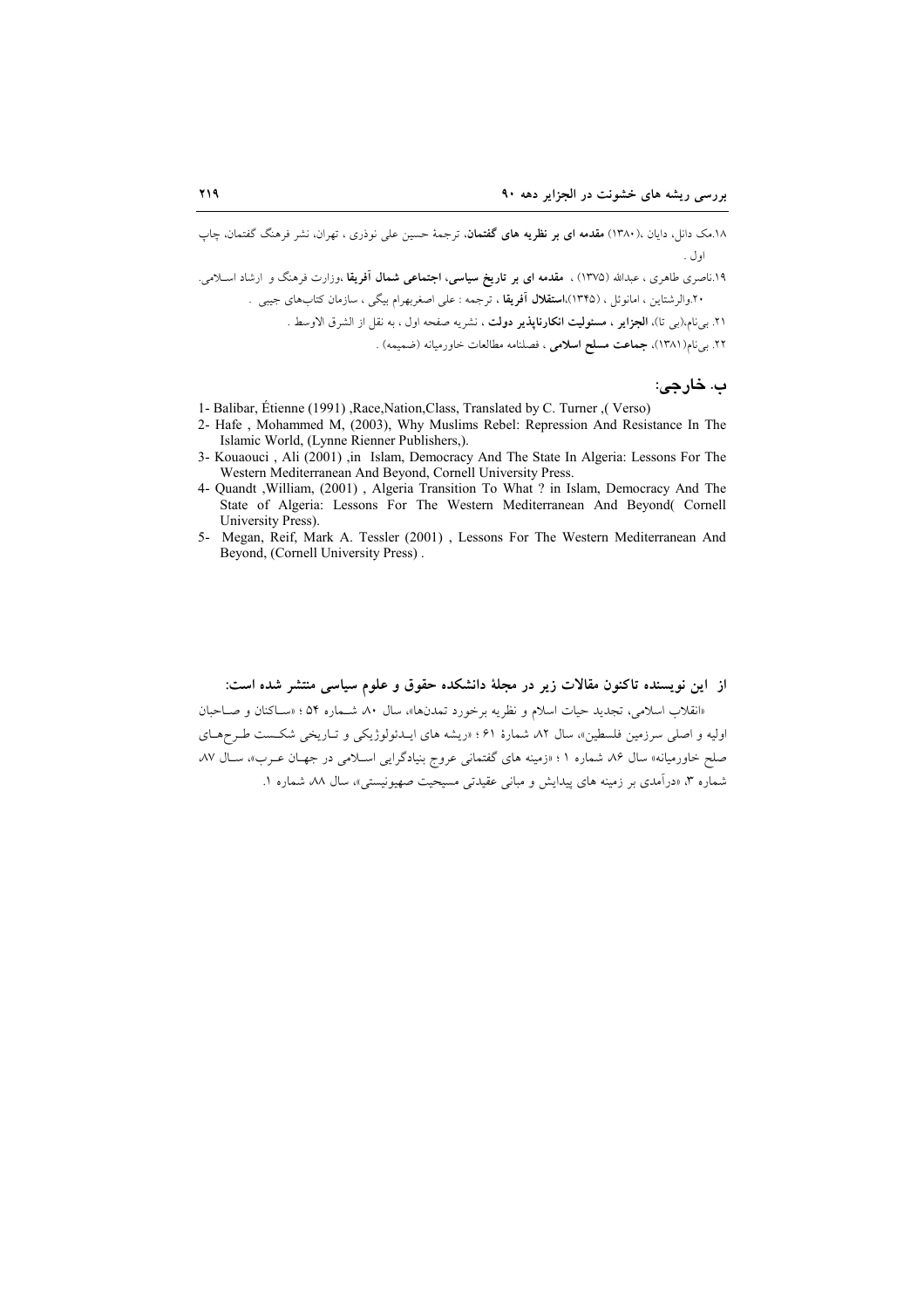۱۸.مک دانل، دایان ،(۱۳۸۰) **مقدمه ای بر نظریه های گفتمان**، ترجمهٔ حسین علی نوذری ، تهران، نشر فرهنگ گفتمان، چاپ اول .

۱۹.ناصری طاهری ، عبدالله (۱۳۷۵) ، **مقدمه ای بر تاریخ سیاسی، اجتماعی شمال آفریقا** ،وزارت فرهنگ و ارشاد اسلامی.

۲۰.والرشتاین ، امانوئل ، (۱۳۴۵)،**استقلال آفریقا** ، ترجمه : علی اصغربهرام بیگی ، سازمان کتاب‌های جیبی .

۲۱. بی‌نام،(بی تا)، **الجزایر ، مسئولیت انکارناپذیر دولت** ، نشریه صفحه اول ، به نقل از الشرق الاوسط .

۲۲. بی‌نام(۱۳۸۱)، **جماعت مسلح اسلامی** ، فصلنامه مطالعات خاورمیانه (ضمیمه) .

## ب. خارجی:

1- Balibar, Étienne (1991) ,Race,Nation,Class, Translated by C. Turner ,( Verso)

2- Hafe , Mohammed M, (2003), Why Muslims Rebel: Repression And Resistance In The Islamic World, (Lynne Rienner Publishers,).

3- Kouaouci , Ali (2001) ,in Islam, Democracy And The State In Algeria: Lessons For The Western Mediterranean And Beyond, Cornell University Press.

4- Quandt ,William, (2001) , Algeria Transition To What ? in Islam, Democracy And The State of Algeria: Lessons For The Western Mediterranean And Beyond( Cornell University Press).

5- Megan, Reif, Mark A. Tessler (2001) , Lessons For The Western Mediterranean And Beyond, (Cornell University Press) .

### از این نویسنده تاکنون مقالات زیر در مجلهٔ دانشکده حقوق و علوم سیاسی منتشر شده است:

«انقلاب اسلامی، تجدید حیات اسلام و نظریه برخورد تمدن‌ها»، سال ۸۰، شماره ۵۴ ؛ «ساکنان و صاحبان اولیه و اصلی سرزمین فلسطین»، سال ۸۲، شمارهٔ ۶۱ ؛ «ریشه های ایدئولوژیکی و تاریخی شکست طرح‌های صلح خاورمیانه» سال ۸۶، شماره ۱ ؛ «زمینه های گفتمانی عروج بنیادگرایی اسلامی در جهان عرب»، سال ۸۷، شماره ۳، «درآمدی بر زمینه های پیدایش و مبانی عقیدتی مسیحیت صهیونیستی»، سال ۸۸، شماره ۱.